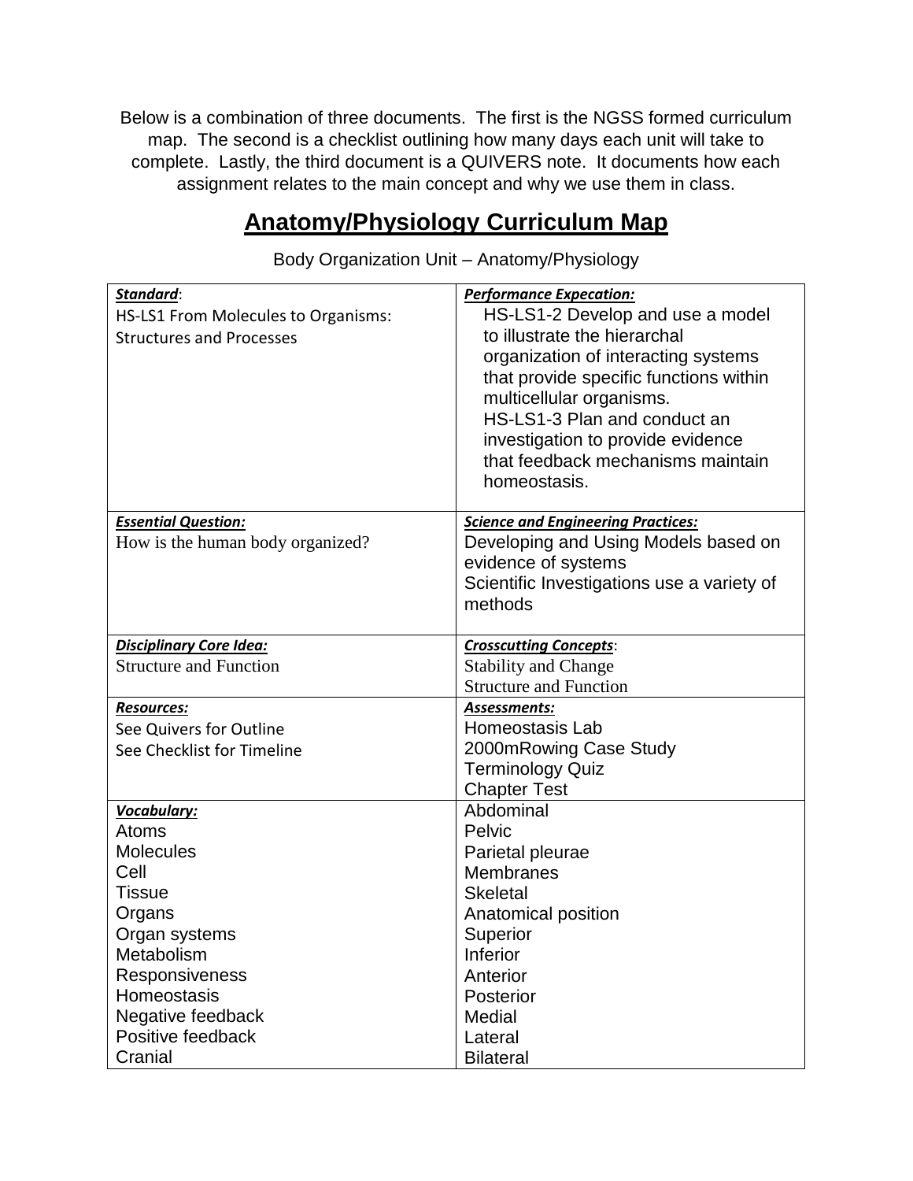Below is a combination of three documents. The first is the NGSS formed curriculum map. The second is a checklist outlining how many days each unit will take to complete. Lastly, the third document is a QUIVERS note. It documents how each assignment relates to the main concept and why we use them in class.

# Anatomy/Physiology Curriculum Map

Body Organization Unit – Anatomy/Physiology

| ***Standard***: HS-LS1 From Molecules to Organisms: Structures and Processes | ***Performance Expecation:*** HS-LS1-2 Develop and use a model to illustrate the hierarchal organization of interacting systems that provide specific functions within multicellular organisms. HS-LS1-3 Plan and conduct an investigation to provide evidence that feedback mechanisms maintain homeostasis. |
|---|---|
| ***Essential Question:*** How is the human body organized? | ***Science and Engineering Practices:*** Developing and Using Models based on evidence of systems<br>Scientific Investigations use a variety of methods |
| ***Disciplinary Core Idea:*** Structure and Function | ***Crosscutting Concepts***: Stability and Change<br>Structure and Function |
| ***Resources:*** See Quivers for Outline<br>See Checklist for Timeline | ***Assessments:*** Homeostasis Lab<br>2000mRowing Case Study<br>Terminology Quiz<br>Chapter Test |
| ***Vocabulary:***<br>Atoms<br>Molecules<br>Cell<br>Tissue<br>Organs<br>Organ systems<br>Metabolism<br>Responsiveness<br>Homeostasis<br>Negative feedback<br>Positive feedback<br>Cranial | Abdominal<br>Pelvic<br>Parietal pleurae<br>Membranes<br>Skeletal<br>Anatomical position<br>Superior<br>Inferior<br>Anterior<br>Posterior<br>Medial<br>Lateral<br>Bilateral |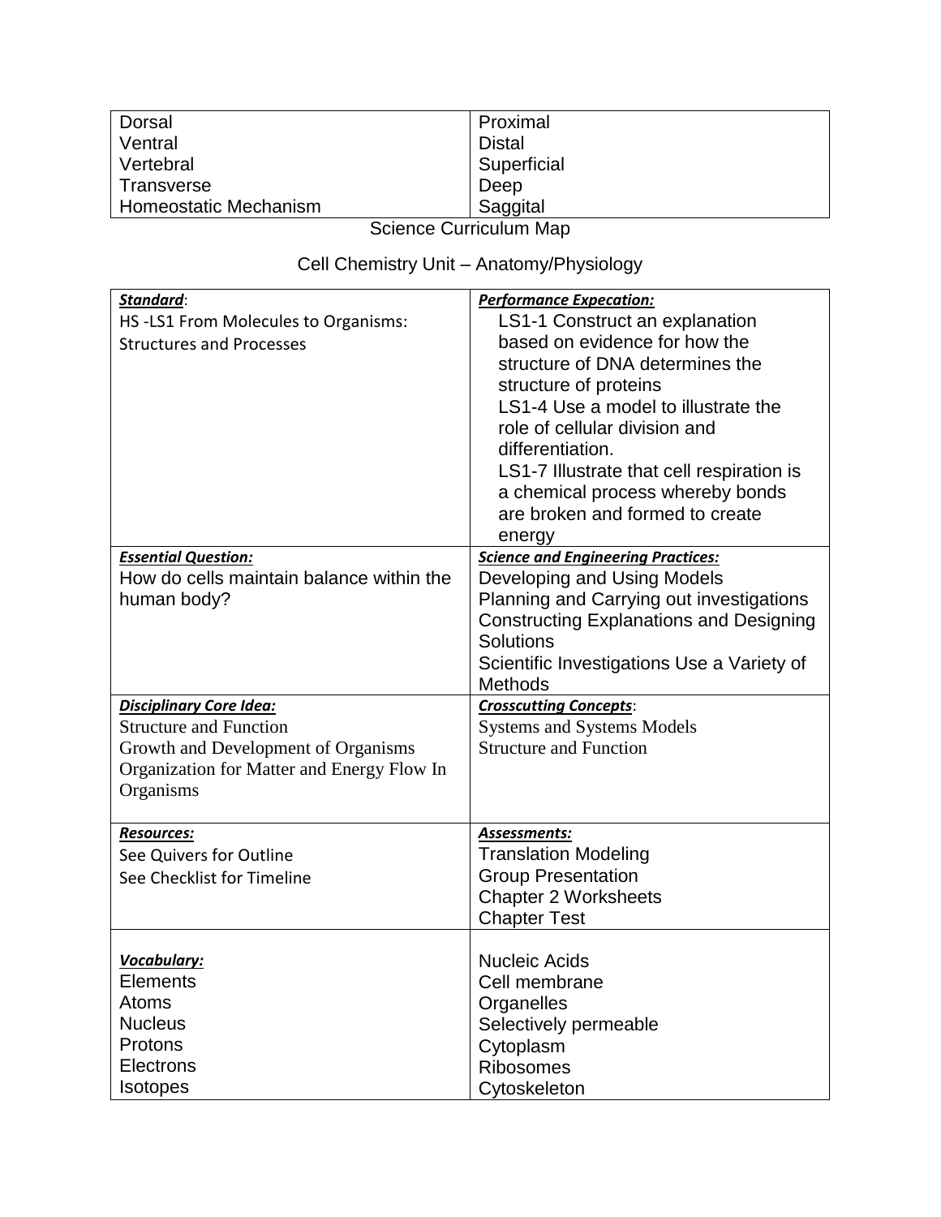| Dorsal | Proximal |
|---|---|
| Ventral | Distal |
| Vertebral | Superficial |
| Transverse | Deep |
| Homeostatic Mechanism | Saggital |

Science Curriculum Map

Cell Chemistry Unit – Anatomy/Physiology

| ***Standard***: HS -LS1 From Molecules to Organisms: Structures and Processes | ***Performance Expecation:*** LS1-1 Construct an explanation based on evidence for how the structure of DNA determines the structure of proteins<br>LS1-4 Use a model to illustrate the role of cellular division and differentiation.<br>LS1-7 Illustrate that cell respiration is a chemical process whereby bonds are broken and formed to create energy |
|---|---|
| ***Essential Question:*** How do cells maintain balance within the human body? | ***Science and Engineering Practices:*** Developing and Using Models<br>Planning and Carrying out investigations<br>Constructing Explanations and Designing Solutions<br>Scientific Investigations Use a Variety of Methods |
| ***Disciplinary Core Idea:*** Structure and Function<br>Growth and Development of Organisms<br>Organization for Matter and Energy Flow In Organisms | ***Crosscutting Concepts***: Systems and Systems Models<br>Structure and Function |
| ***Resources:*** See Quivers for Outline<br>See Checklist for Timeline | ***Assessments:*** Translation Modeling<br>Group Presentation<br>Chapter 2 Worksheets<br>Chapter Test |
| ***Vocabulary:*** Elements<br>Atoms<br>Nucleus<br>Protons<br>Electrons<br>Isotopes | Nucleic Acids<br>Cell membrane<br>Organelles<br>Selectively permeable<br>Cytoplasm<br>Ribosomes<br>Cytoskeleton |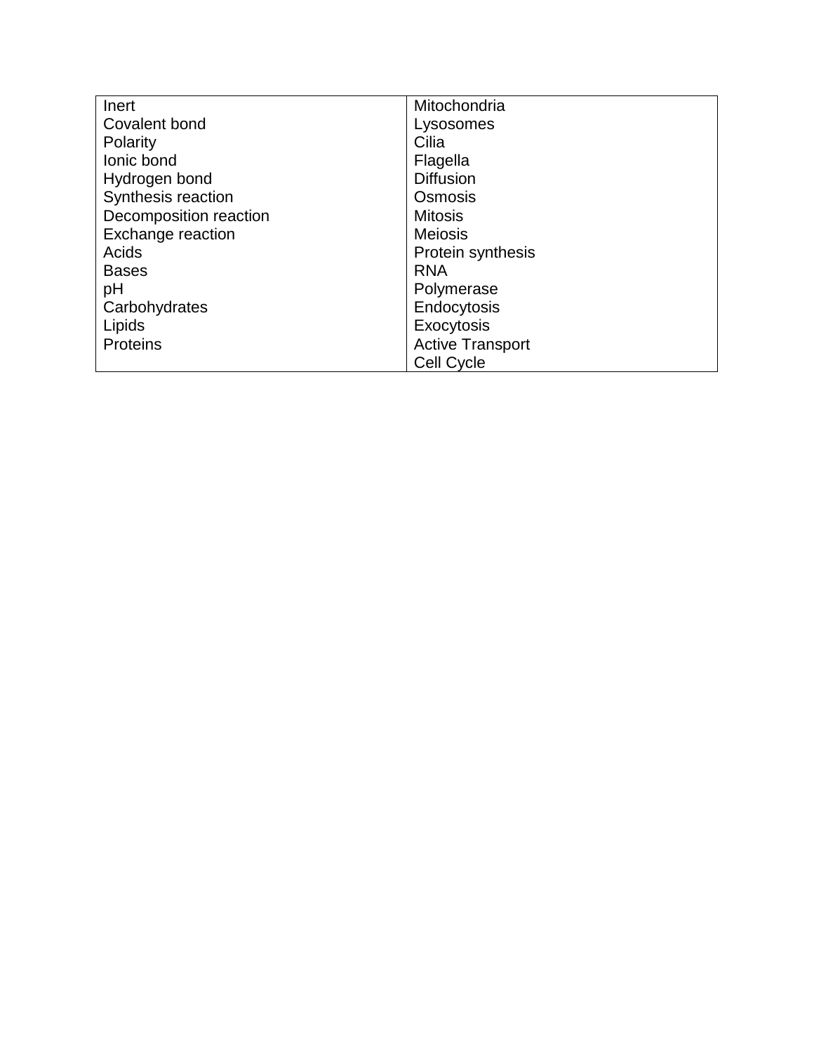| | |
|---|---|
| Inert | Mitochondria |
| Covalent bond | Lysosomes |
| Polarity | Cilia |
| Ionic bond | Flagella |
| Hydrogen bond | Diffusion |
| Synthesis reaction | Osmosis |
| Decomposition reaction | Mitosis |
| Exchange reaction | Meiosis |
| Acids | Protein synthesis |
| Bases | RNA |
| pH | Polymerase |
| Carbohydrates | Endocytosis |
| Lipids | Exocytosis |
| Proteins | Active Transport |
| | Cell Cycle |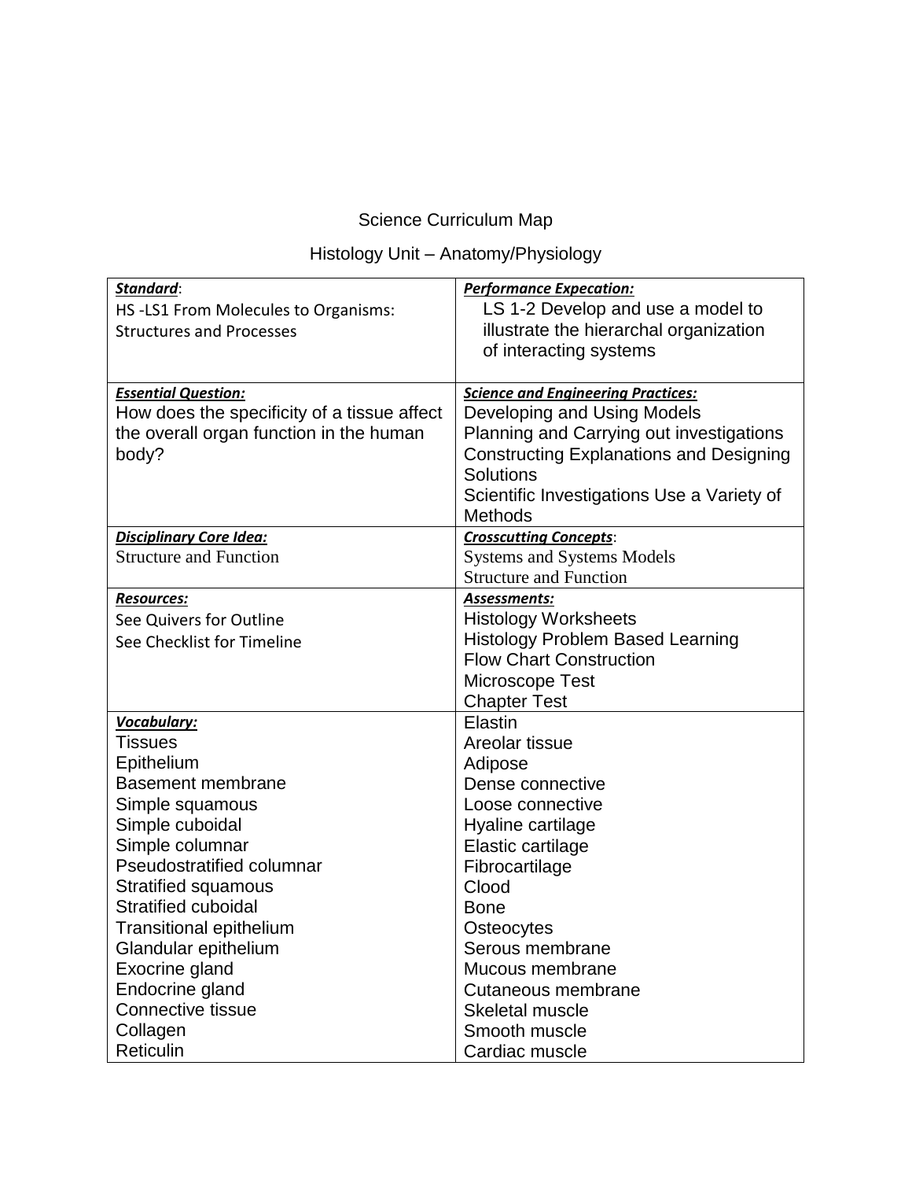Science Curriculum Map

Histology Unit – Anatomy/Physiology

| ***Standard***: HS -LS1 From Molecules to Organisms: Structures and Processes | ***Performance Expecation:*** LS 1-2 Develop and use a model to illustrate the hierarchal organization of interacting systems |
|---|---|
| ***Essential Question:*** How does the specificity of a tissue affect the overall organ function in the human body? | ***Science and Engineering Practices:*** Developing and Using Models<br>Planning and Carrying out investigations<br>Constructing Explanations and Designing Solutions<br>Scientific Investigations Use a Variety of Methods |
| ***Disciplinary Core Idea:*** Structure and Function | ***Crosscutting Concepts***: Systems and Systems Models<br>Structure and Function |
| ***Resources:*** See Quivers for Outline<br>See Checklist for Timeline | ***Assessments:*** Histology Worksheets<br>Histology Problem Based Learning<br>Flow Chart Construction<br>Microscope Test<br>Chapter Test |
| ***Vocabulary:*** Tissues<br>Epithelium<br>Basement membrane<br>Simple squamous<br>Simple cuboidal<br>Simple columnar<br>Pseudostratified columnar<br>Stratified squamous<br>Stratified cuboidal<br>Transitional epithelium<br>Glandular epithelium<br>Exocrine gland<br>Endocrine gland<br>Connective tissue<br>Collagen<br>Reticulin | Elastin<br>Areolar tissue<br>Adipose<br>Dense connective<br>Loose connective<br>Hyaline cartilage<br>Elastic cartilage<br>Fibrocartilage<br>Clood<br>Bone<br>Osteocytes<br>Serous membrane<br>Mucous membrane<br>Cutaneous membrane<br>Skeletal muscle<br>Smooth muscle<br>Cardiac muscle |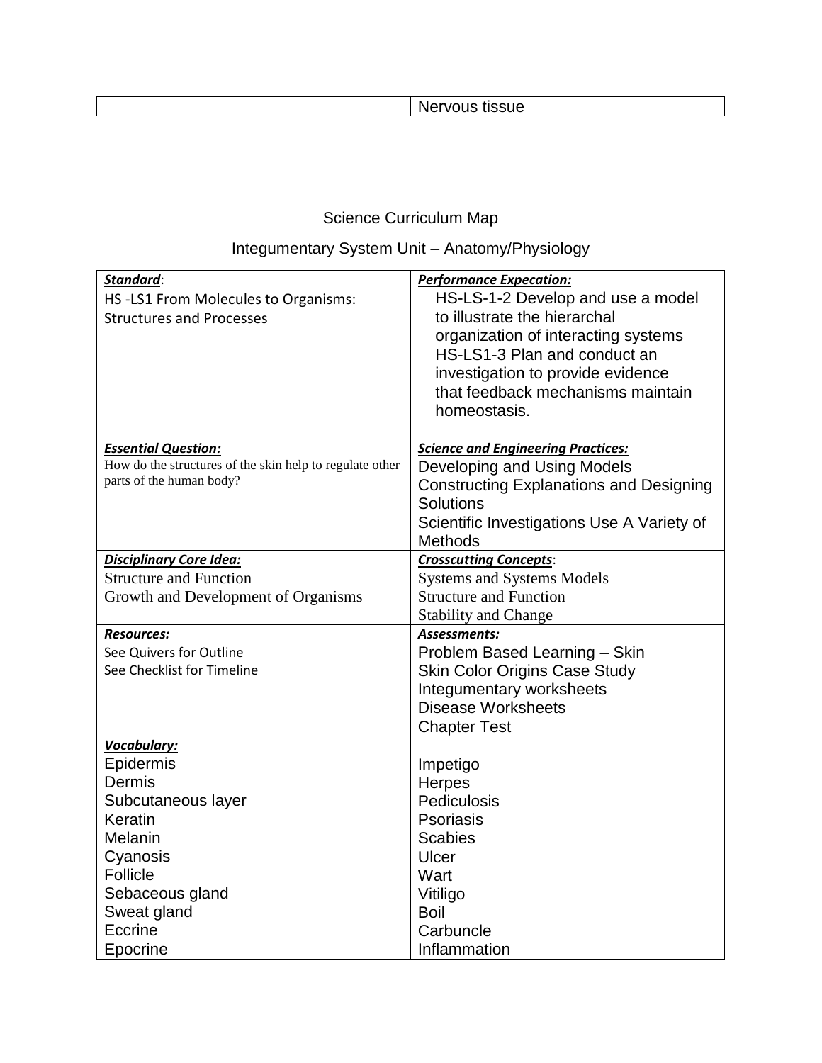| | Nervous tissue |
|---|---|

Science Curriculum Map

Integumentary System Unit – Anatomy/Physiology

| ***Standard***:<br>HS -LS1 From Molecules to Organisms: Structures and Processes | ***Performance Expecation:***<br>HS-LS-1-2 Develop and use a model to illustrate the hierarchal organization of interacting systems<br>HS-LS1-3 Plan and conduct an investigation to provide evidence that feedback mechanisms maintain homeostasis. |
|---|---|
| ***Essential Question:***<br>How do the structures of the skin help to regulate other parts of the human body? | ***Science and Engineering Practices:***<br>Developing and Using Models<br>Constructing Explanations and Designing Solutions<br>Scientific Investigations Use A Variety of Methods |
| ***Disciplinary Core Idea:***<br>Structure and Function<br>Growth and Development of Organisms | ***Crosscutting Concepts***:<br>Systems and Systems Models<br>Structure and Function<br>Stability and Change |
| ***Resources:***<br>See Quivers for Outline<br>See Checklist for Timeline | ***Assessments:***<br>Problem Based Learning – Skin<br>Skin Color Origins Case Study<br>Integumentary worksheets<br>Disease Worksheets<br>Chapter Test |
| ***Vocabulary:***<br>Epidermis<br>Dermis<br>Subcutaneous layer<br>Keratin<br>Melanin<br>Cyanosis<br>Follicle<br>Sebaceous gland<br>Sweat gland<br>Eccrine<br>Epocrine | <br>Impetigo<br>Herpes<br>Pediculosis<br>Psoriasis<br>Scabies<br>Ulcer<br>Wart<br>Vitiligo<br>Boil<br>Carbuncle<br>Inflammation |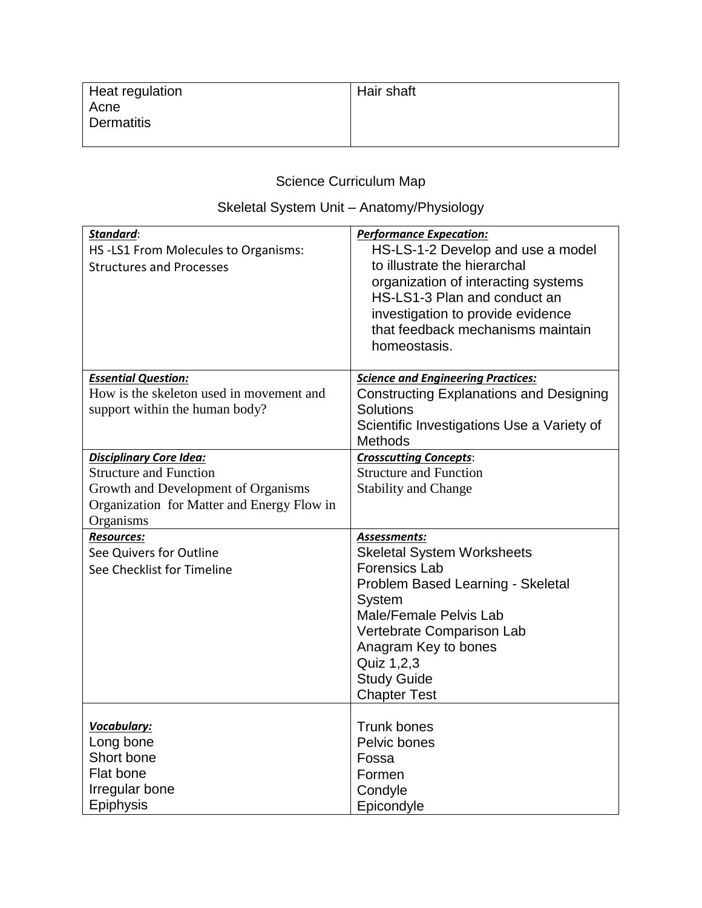| Heat regulation<br>Acne<br>Dermatitis | Hair shaft |
|---|---|

Science Curriculum Map

Skeletal System Unit – Anatomy/Physiology

| ***Standard***:<br>HS -LS1 From Molecules to Organisms: Structures and Processes | ***Performance Expecation:***<br>HS-LS-1-2 Develop and use a model to illustrate the hierarchal organization of interacting systems<br>HS-LS1-3 Plan and conduct an investigation to provide evidence that feedback mechanisms maintain homeostasis. |
|---|---|
| ***Essential Question:***<br>How is the skeleton used in movement and support within the human body? | ***Science and Engineering Practices:***<br>Constructing Explanations and Designing Solutions<br>Scientific Investigations Use a Variety of Methods |
| ***Disciplinary Core Idea:***<br>Structure and Function<br>Growth and Development of Organisms<br>Organization for Matter and Energy Flow in Organisms | ***Crosscutting Concepts***:<br>Structure and Function<br>Stability and Change |
| ***Resources:***<br>See Quivers for Outline<br>See Checklist for Timeline | ***Assessments:***<br>Skeletal System Worksheets<br>Forensics Lab<br>Problem Based Learning - Skeletal System<br>Male/Female Pelvis Lab<br>Vertebrate Comparison Lab<br>Anagram Key to bones<br>Quiz 1,2,3<br>Study Guide<br>Chapter Test |
| ***Vocabulary:***<br>Long bone<br>Short bone<br>Flat bone<br>Irregular bone<br>Epiphysis | Trunk bones<br>Pelvic bones<br>Fossa<br>Formen<br>Condyle<br>Epicondyle |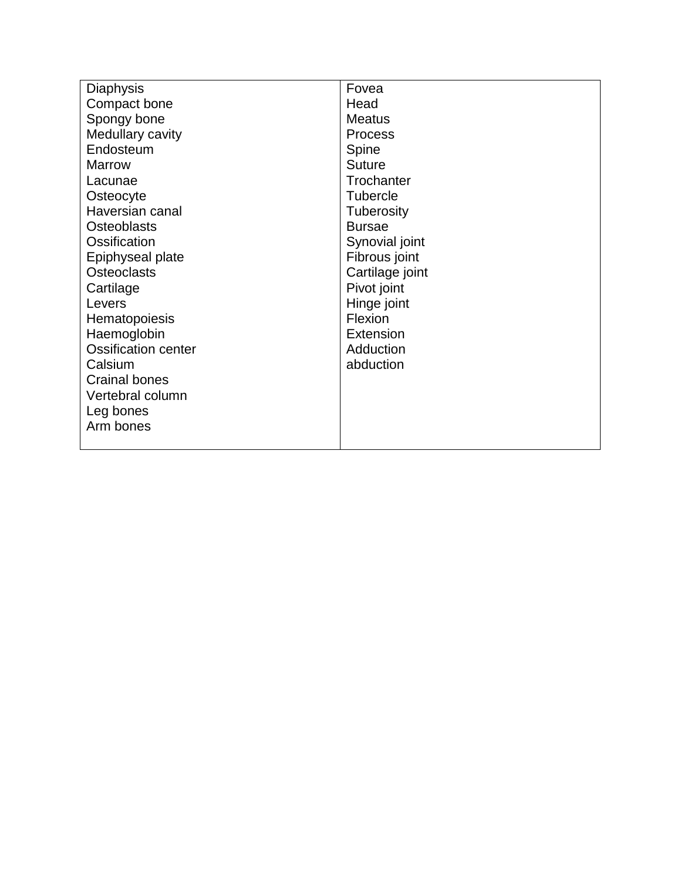| Diaphysis<br>Compact bone<br>Spongy bone<br>Medullary cavity<br>Endosteum<br>Marrow<br>Lacunae<br>Osteocyte<br>Haversian canal<br>Osteoblasts<br>Ossification<br>Epiphyseal plate<br>Osteoclasts<br>Cartilage<br>Levers<br>Hematopoiesis<br>Haemoglobin<br>Ossification center<br>Calsium<br>Crainal bones<br>Vertebral column<br>Leg bones<br>Arm bones | Fovea<br>Head<br>Meatus<br>Process<br>Spine<br>Suture<br>Trochanter<br>Tubercle<br>Tuberosity<br>Bursae<br>Synovial joint<br>Fibrous joint<br>Cartilage joint<br>Pivot joint<br>Hinge joint<br>Flexion<br>Extension<br>Adduction<br>abduction |
|---|---|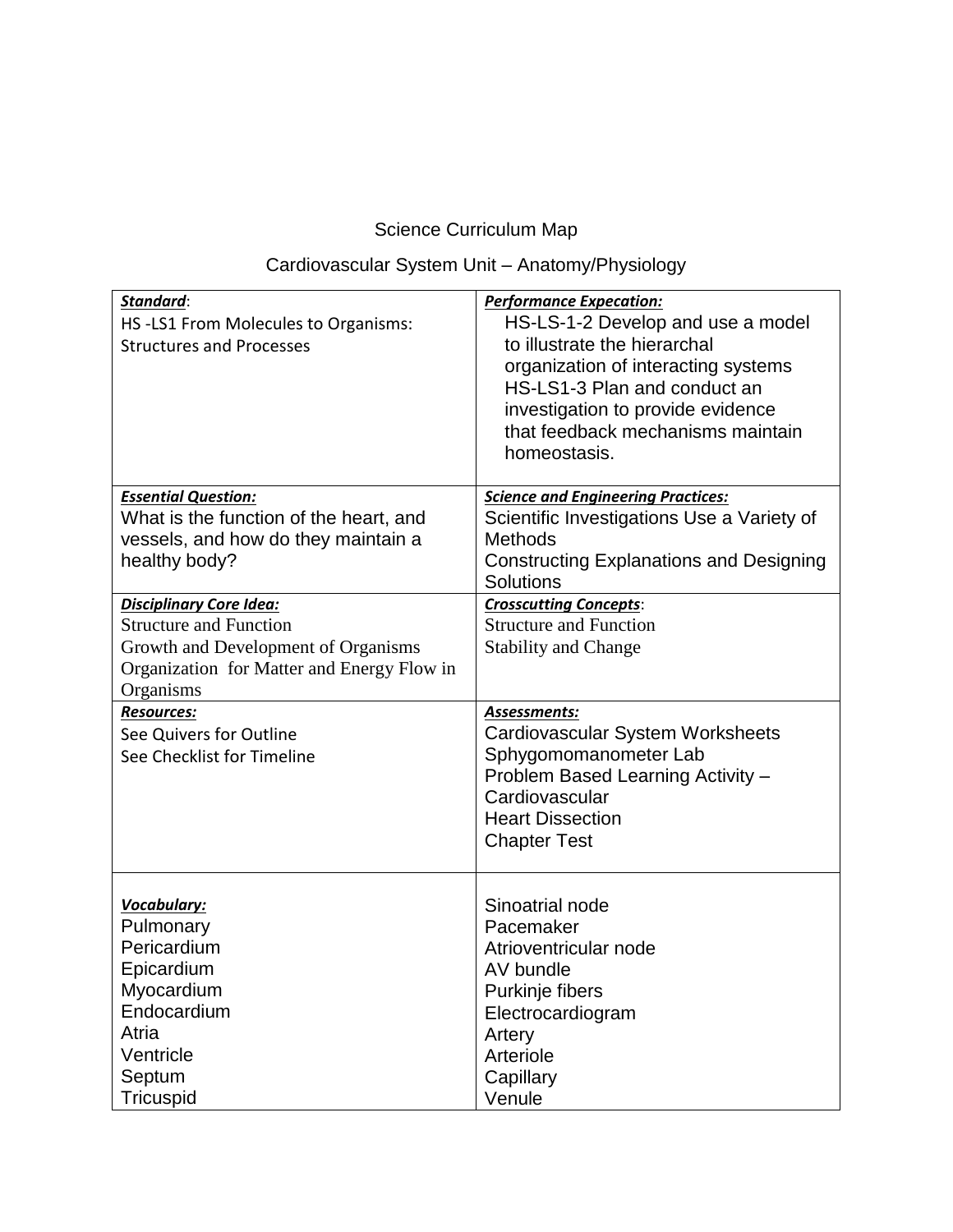Science Curriculum Map

Cardiovascular System Unit – Anatomy/Physiology

| ***Standard***:<br>HS -LS1 From Molecules to Organisms: Structures and Processes | ***Performance Expecation:***<br>HS-LS-1-2 Develop and use a model to illustrate the hierarchal organization of interacting systems<br>HS-LS1-3 Plan and conduct an investigation to provide evidence that feedback mechanisms maintain homeostasis. |
|---|---|
| ***Essential Question:***<br>What is the function of the heart, and vessels, and how do they maintain a healthy body? | ***Science and Engineering Practices:***<br>Scientific Investigations Use a Variety of Methods<br>Constructing Explanations and Designing Solutions |
| ***Disciplinary Core Idea:***<br>Structure and Function<br>Growth and Development of Organisms<br>Organization for Matter and Energy Flow in Organisms | ***Crosscutting Concepts***:<br>Structure and Function<br>Stability and Change |
| ***Resources:***<br>See Quivers for Outline<br>See Checklist for Timeline | ***Assessments:***<br>Cardiovascular System Worksheets<br>Sphygomomanometer Lab<br>Problem Based Learning Activity – Cardiovascular<br>Heart Dissection<br>Chapter Test |
| ***Vocabulary:***<br>Pulmonary<br>Pericardium<br>Epicardium<br>Myocardium<br>Endocardium<br>Atria<br>Ventricle<br>Septum<br>Tricuspid | Sinoatrial node<br>Pacemaker<br>Atrioventricular node<br>AV bundle<br>Purkinje fibers<br>Electrocardiogram<br>Artery<br>Arteriole<br>Capillary<br>Venule |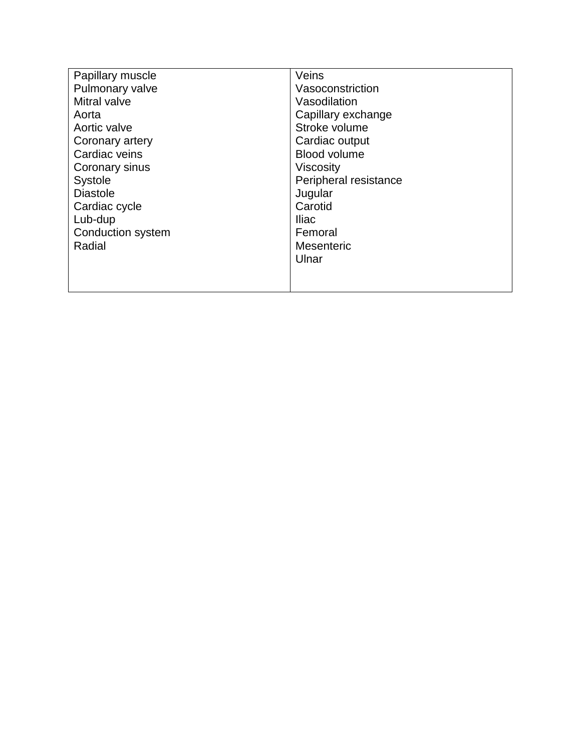| | |
|---|---|
| Papillary muscle | Veins |
| Pulmonary valve | Vasoconstriction |
| Mitral valve | Vasodilation |
| Aorta | Capillary exchange |
| Aortic valve | Stroke volume |
| Coronary artery | Cardiac output |
| Cardiac veins | Blood volume |
| Coronary sinus | Viscosity |
| Systole | Peripheral resistance |
| Diastole | Jugular |
| Cardiac cycle | Carotid |
| Lub-dup | Iliac |
| Conduction system | Femoral |
| Radial | Mesenteric |
| | Ulnar |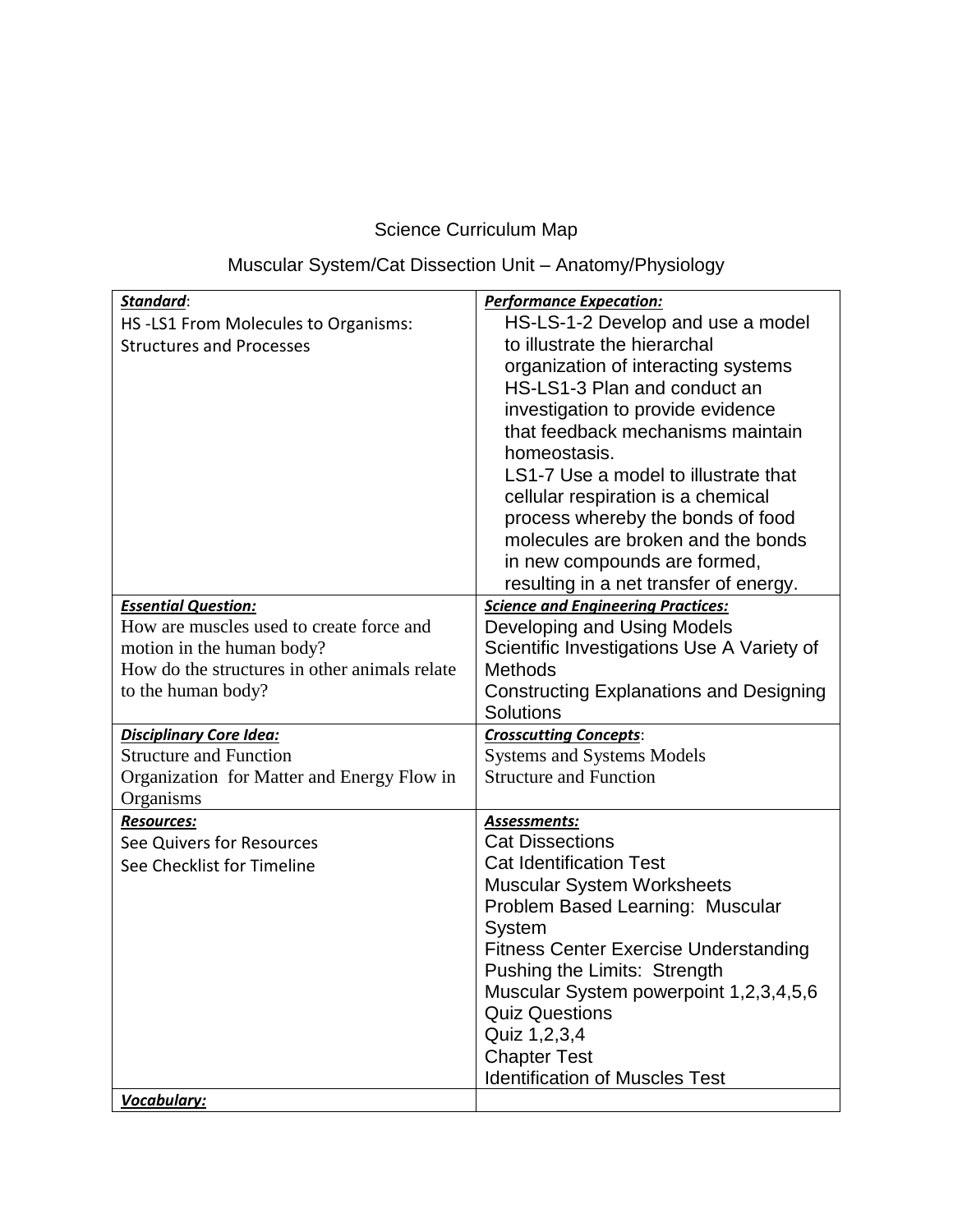Science Curriculum Map

Muscular System/Cat Dissection Unit – Anatomy/Physiology

| ***Standard***: HS -LS1 From Molecules to Organisms: Structures and Processes | ***Performance Expecation:*** HS-LS-1-2 Develop and use a model to illustrate the hierarchal organization of interacting systems HS-LS1-3 Plan and conduct an investigation to provide evidence that feedback mechanisms maintain homeostasis. LS1-7 Use a model to illustrate that cellular respiration is a chemical process whereby the bonds of food molecules are broken and the bonds in new compounds are formed, resulting in a net transfer of energy. |
|---|---|
| ***Essential Question:*** How are muscles used to create force and motion in the human body? How do the structures in other animals relate to the human body? | ***Science and Engineering Practices:*** Developing and Using Models Scientific Investigations Use A Variety of Methods Constructing Explanations and Designing Solutions |
| ***Disciplinary Core Idea:*** Structure and Function Organization for Matter and Energy Flow in Organisms | ***Crosscutting Concepts***: Systems and Systems Models Structure and Function |
| ***Resources:*** See Quivers for Resources See Checklist for Timeline | ***Assessments:*** Cat Dissections Cat Identification Test Muscular System Worksheets Problem Based Learning: Muscular System Fitness Center Exercise Understanding Pushing the Limits: Strength Muscular System powerpoint 1,2,3,4,5,6 Quiz Questions Quiz 1,2,3,4 Chapter Test Identification of Muscles Test |
| ***Vocabulary:*** | |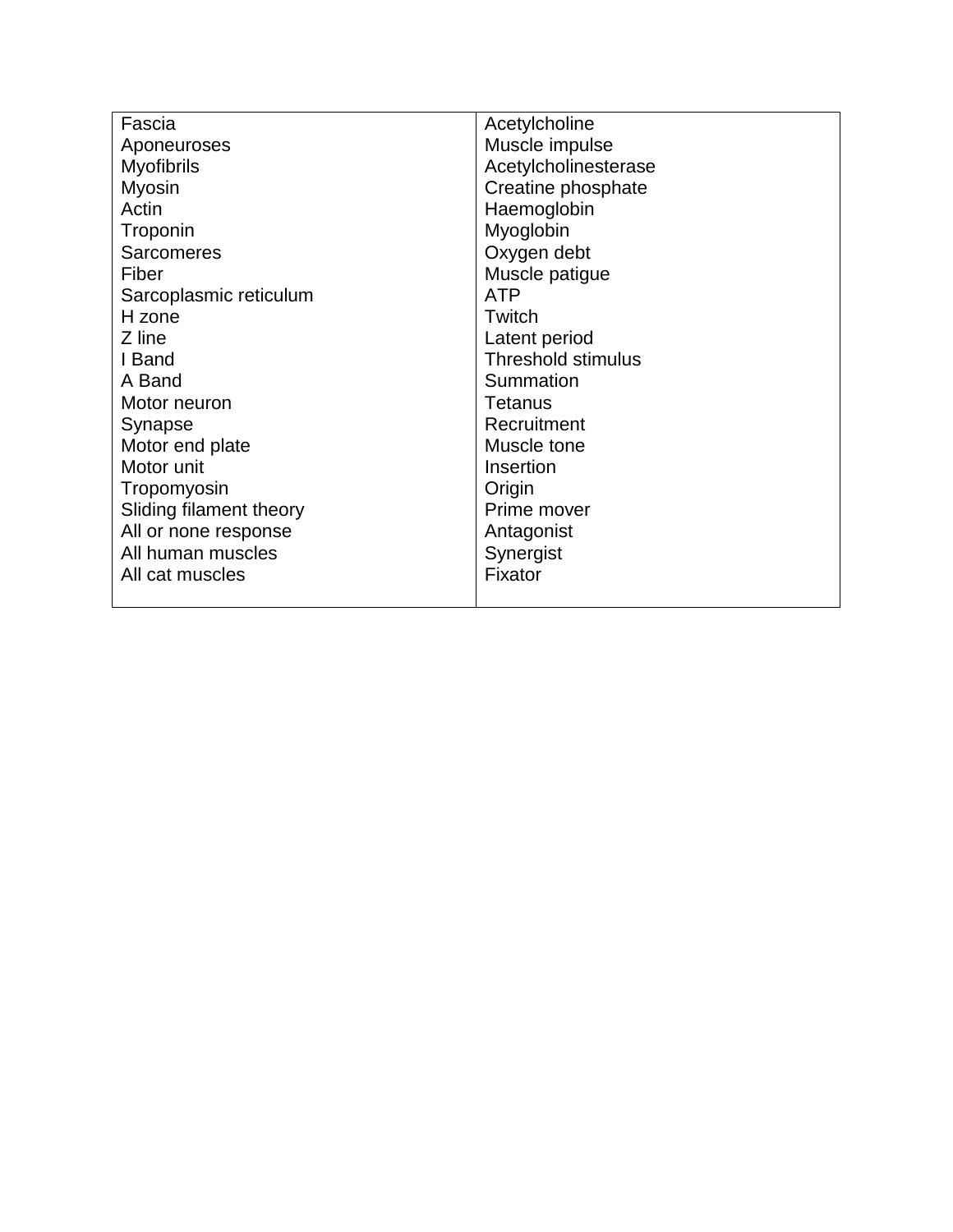| Fascia<br>Aponeuroses<br>Myofibrils<br>Myosin<br>Actin<br>Troponin<br>Sarcomeres<br>Fiber<br>Sarcoplasmic reticulum<br>H zone<br>Z line<br>I Band<br>A Band<br>Motor neuron<br>Synapse<br>Motor end plate<br>Motor unit<br>Tropomyosin<br>Sliding filament theory<br>All or none response<br>All human muscles<br>All cat muscles | Acetylcholine<br>Muscle impulse<br>Acetylcholinesterase<br>Creatine phosphate<br>Haemoglobin<br>Myoglobin<br>Oxygen debt<br>Muscle patigue<br>ATP<br>Twitch<br>Latent period<br>Threshold stimulus<br>Summation<br>Tetanus<br>Recruitment<br>Muscle tone<br>Insertion<br>Origin<br>Prime mover<br>Antagonist<br>Synergist<br>Fixator |
|---|---|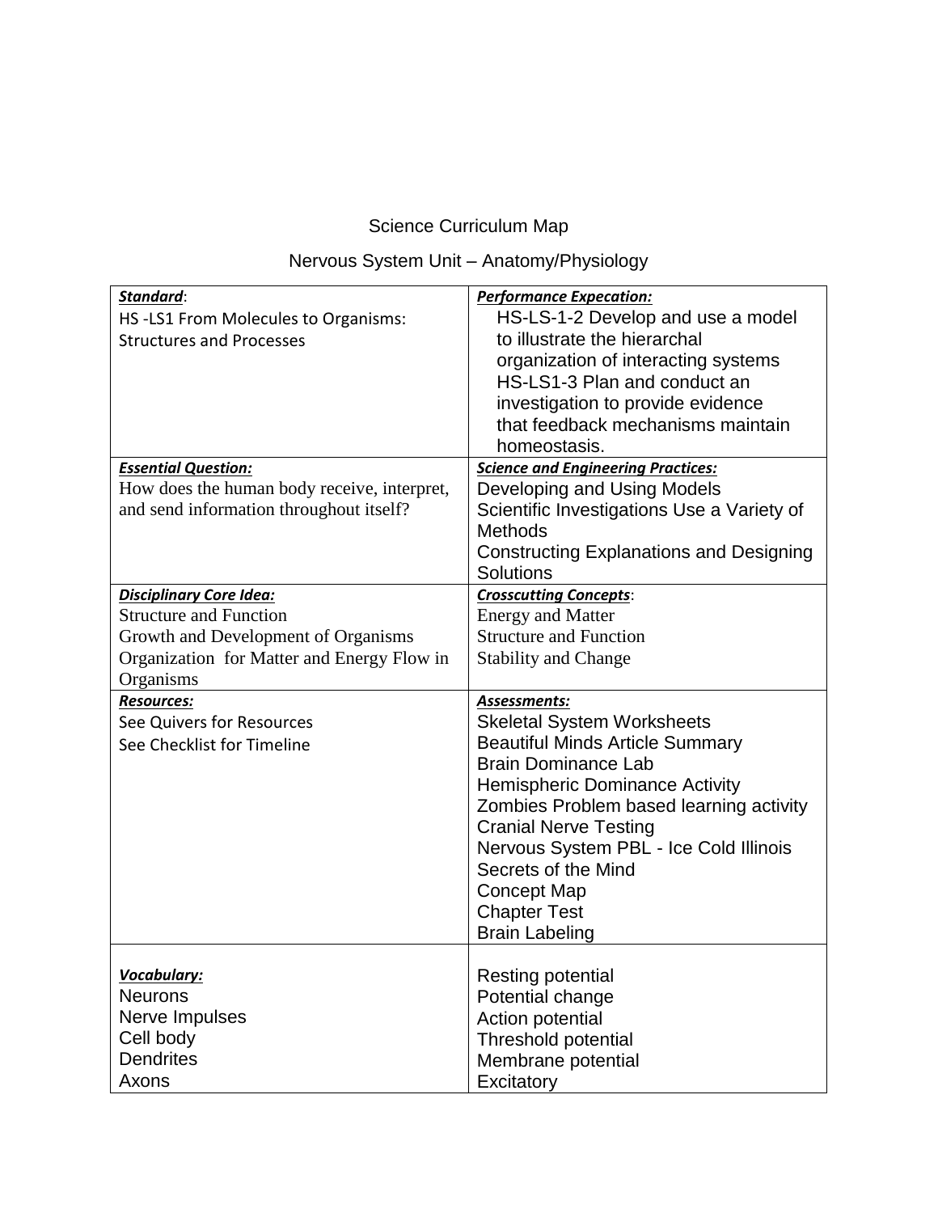Science Curriculum Map

Nervous System Unit – Anatomy/Physiology

| ***Standard***: HS -LS1 From Molecules to Organisms: Structures and Processes | ***Performance Expecation:*** HS-LS-1-2 Develop and use a model to illustrate the hierarchal organization of interacting systems HS-LS1-3 Plan and conduct an investigation to provide evidence that feedback mechanisms maintain homeostasis. |
|---|---|
| ***Essential Question:*** How does the human body receive, interpret, and send information throughout itself? | ***Science and Engineering Practices:*** Developing and Using Models<br>Scientific Investigations Use a Variety of Methods<br>Constructing Explanations and Designing Solutions |
| ***Disciplinary Core Idea:*** Structure and Function<br>Growth and Development of Organisms<br>Organization for Matter and Energy Flow in Organisms | ***Crosscutting Concepts***: Energy and Matter<br>Structure and Function<br>Stability and Change |
| ***Resources:*** See Quivers for Resources<br>See Checklist for Timeline | ***Assessments:*** Skeletal System Worksheets<br>Beautiful Minds Article Summary<br>Brain Dominance Lab<br>Hemispheric Dominance Activity<br>Zombies Problem based learning activity<br>Cranial Nerve Testing<br>Nervous System PBL - Ice Cold Illinois<br>Secrets of the Mind<br>Concept Map<br>Chapter Test<br>Brain Labeling |
| ***Vocabulary:*** Neurons<br>Nerve Impulses<br>Cell body<br>Dendrites<br>Axons | Resting potential<br>Potential change<br>Action potential<br>Threshold potential<br>Membrane potential<br>Excitatory |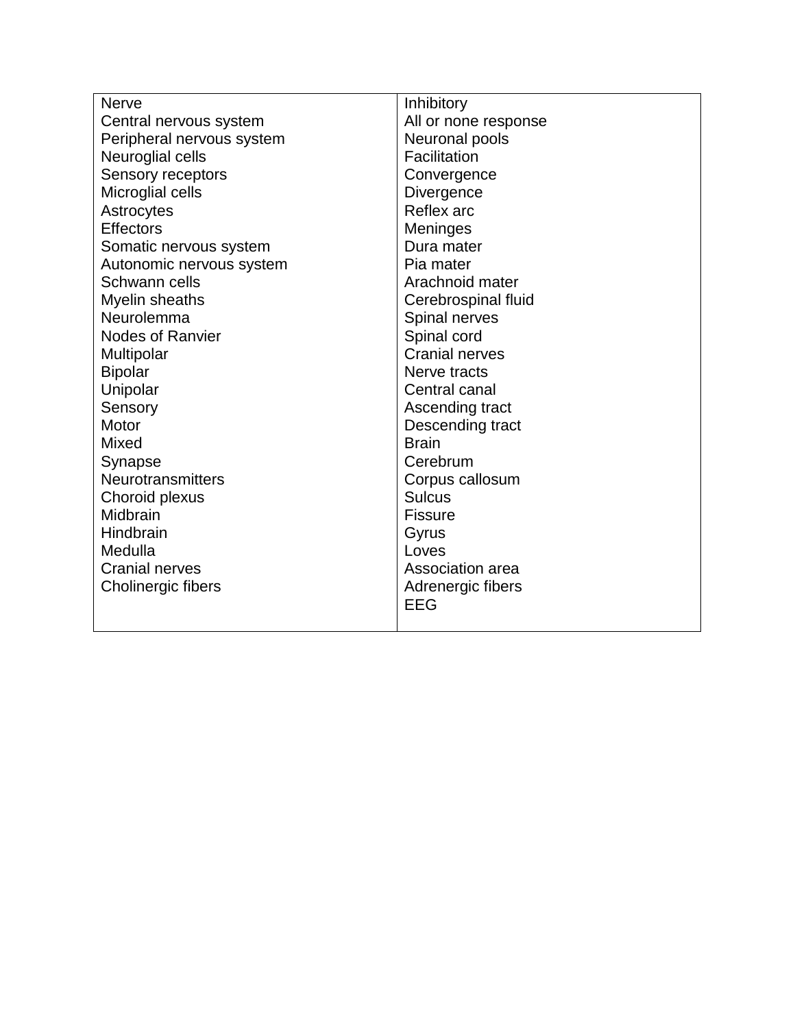| | |
|---|---|
| Nerve | Inhibitory |
| Central nervous system | All or none response |
| Peripheral nervous system | Neuronal pools |
| Neuroglial cells | Facilitation |
| Sensory receptors | Convergence |
| Microglial cells | Divergence |
| Astrocytes | Reflex arc |
| Effectors | Meninges |
| Somatic nervous system | Dura mater |
| Autonomic nervous system | Pia mater |
| Schwann cells | Arachnoid mater |
| Myelin sheaths | Cerebrospinal fluid |
| Neurolemma | Spinal nerves |
| Nodes of Ranvier | Spinal cord |
| Multipolar | Cranial nerves |
| Bipolar | Nerve tracts |
| Unipolar | Central canal |
| Sensory | Ascending tract |
| Motor | Descending tract |
| Mixed | Brain |
| Synapse | Cerebrum |
| Neurotransmitters | Corpus callosum |
| Choroid plexus | Sulcus |
| Midbrain | Fissure |
| Hindbrain | Gyrus |
| Medulla | Loves |
| Cranial nerves | Association area |
| Cholinergic fibers | Adrenergic fibers |
| | EEG |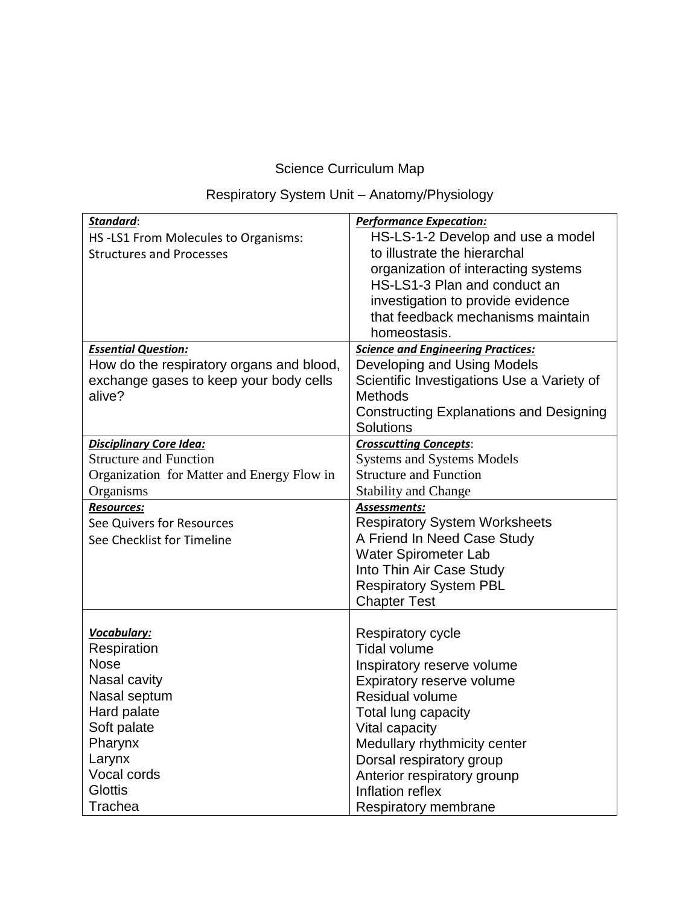Science Curriculum Map

Respiratory System Unit – Anatomy/Physiology

| ***Standard***: | ***Performance Expecation:*** |
|---|---|
| HS -LS1 From Molecules to Organisms: Structures and Processes | HS-LS-1-2 Develop and use a model to illustrate the hierarchal organization of interacting systems<br>HS-LS1-3 Plan and conduct an investigation to provide evidence that feedback mechanisms maintain homeostasis. |
| ***Essential Question:***<br>How do the respiratory organs and blood, exchange gases to keep your body cells alive? | ***Science and Engineering Practices:***<br>Developing and Using Models<br>Scientific Investigations Use a Variety of Methods<br>Constructing Explanations and Designing Solutions |
| ***Disciplinary Core Idea:***<br>Structure and Function<br>Organization for Matter and Energy Flow in Organisms | ***Crosscutting Concepts***:<br>Systems and Systems Models<br>Structure and Function<br>Stability and Change |
| ***Resources:***<br>See Quivers for Resources<br>See Checklist for Timeline | ***Assessments:***<br>Respiratory System Worksheets<br>A Friend In Need Case Study<br>Water Spirometer Lab<br>Into Thin Air Case Study<br>Respiratory System PBL<br>Chapter Test |
| ***Vocabulary:***<br>Respiration<br>Nose<br>Nasal cavity<br>Nasal septum<br>Hard palate<br>Soft palate<br>Pharynx<br>Larynx<br>Vocal cords<br>Glottis<br>Trachea | Respiratory cycle<br>Tidal volume<br>Inspiratory reserve volume<br>Expiratory reserve volume<br>Residual volume<br>Total lung capacity<br>Vital capacity<br>Medullary rhythmicity center<br>Dorsal respiratory group<br>Anterior respiratory grounp<br>Inflation reflex<br>Respiratory membrane |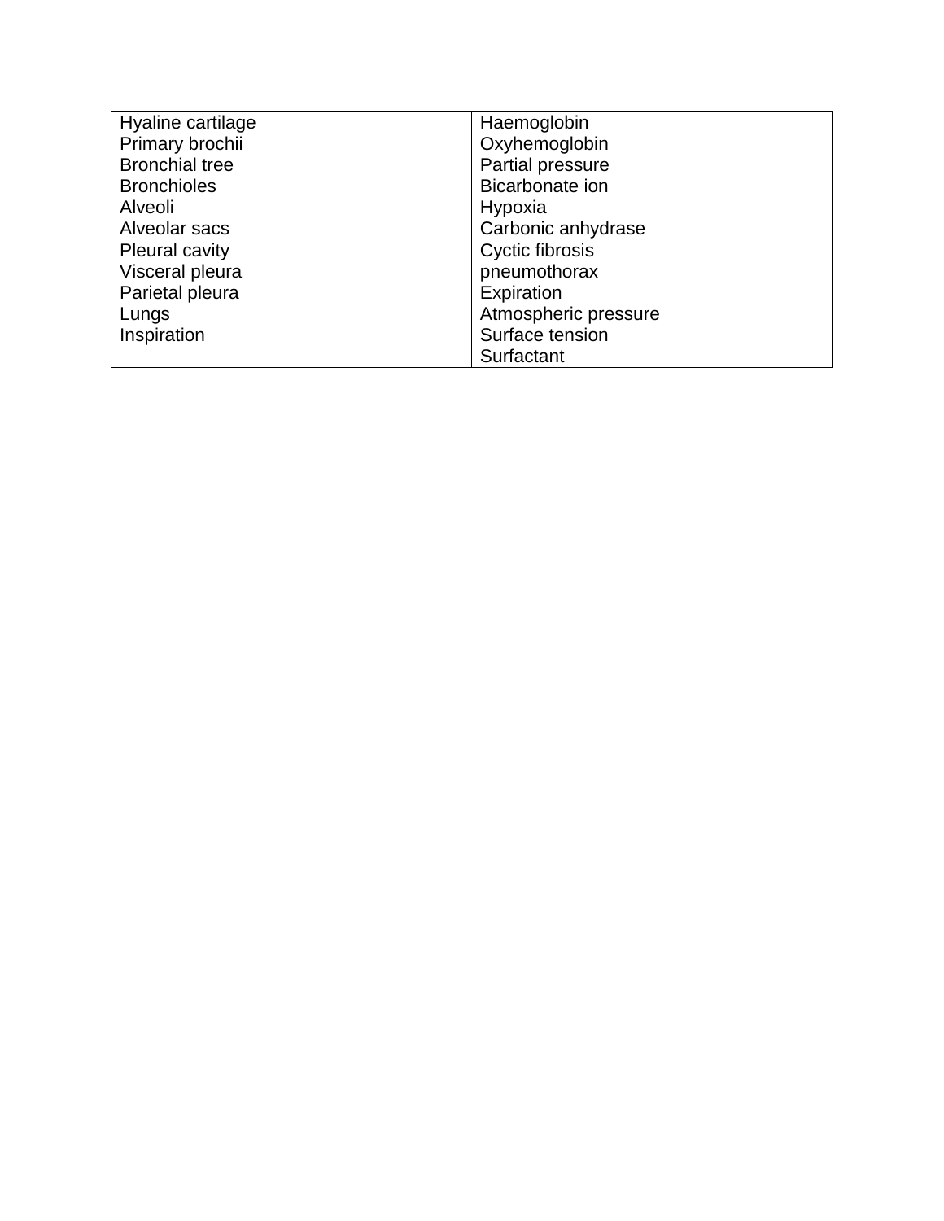| Hyaline cartilage<br>Primary brochii<br>Bronchial tree<br>Bronchioles<br>Alveoli<br>Alveolar sacs<br>Pleural cavity<br>Visceral pleura<br>Parietal pleura<br>Lungs<br>Inspiration | Haemoglobin<br>Oxyhemoglobin<br>Partial pressure<br>Bicarbonate ion<br>Hypoxia<br>Carbonic anhydrase<br>Cyctic fibrosis<br>pneumothorax<br>Expiration<br>Atmospheric pressure<br>Surface tension<br>Surfactant |
|---|---|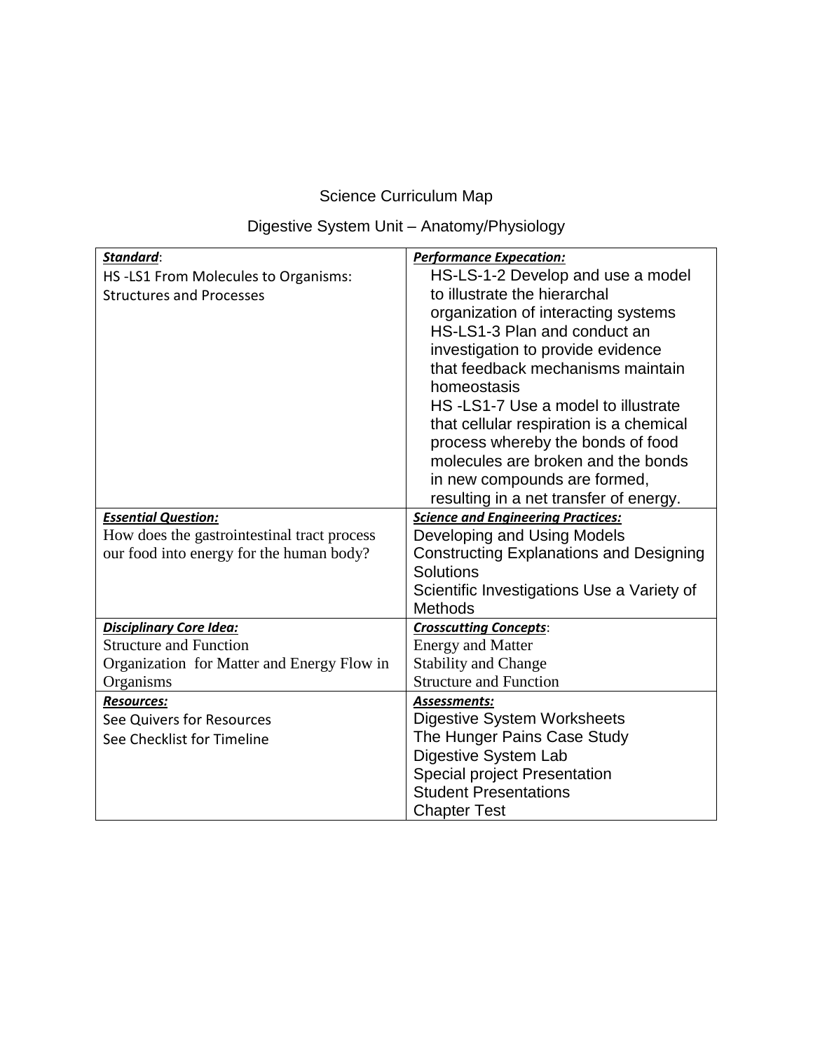Science Curriculum Map

Digestive System Unit – Anatomy/Physiology

| ***Standard***: HS -LS1 From Molecules to Organisms: Structures and Processes | ***Performance Expecation:*** HS-LS-1-2 Develop and use a model to illustrate the hierarchal organization of interacting systems HS-LS1-3 Plan and conduct an investigation to provide evidence that feedback mechanisms maintain homeostasis HS -LS1-7 Use a model to illustrate that cellular respiration is a chemical process whereby the bonds of food molecules are broken and the bonds in new compounds are formed, resulting in a net transfer of energy. |
|---|---|
| ***Essential Question:*** How does the gastrointestinal tract process our food into energy for the human body? | ***Science and Engineering Practices:*** Developing and Using Models<br>Constructing Explanations and Designing Solutions<br>Scientific Investigations Use a Variety of Methods |
| ***Disciplinary Core Idea:*** Structure and Function<br>Organization for Matter and Energy Flow in Organisms | ***Crosscutting Concepts***: Energy and Matter<br>Stability and Change<br>Structure and Function |
| ***Resources:*** See Quivers for Resources<br>See Checklist for Timeline | ***Assessments:*** Digestive System Worksheets<br>The Hunger Pains Case Study<br>Digestive System Lab<br>Special project Presentation<br>Student Presentations<br>Chapter Test |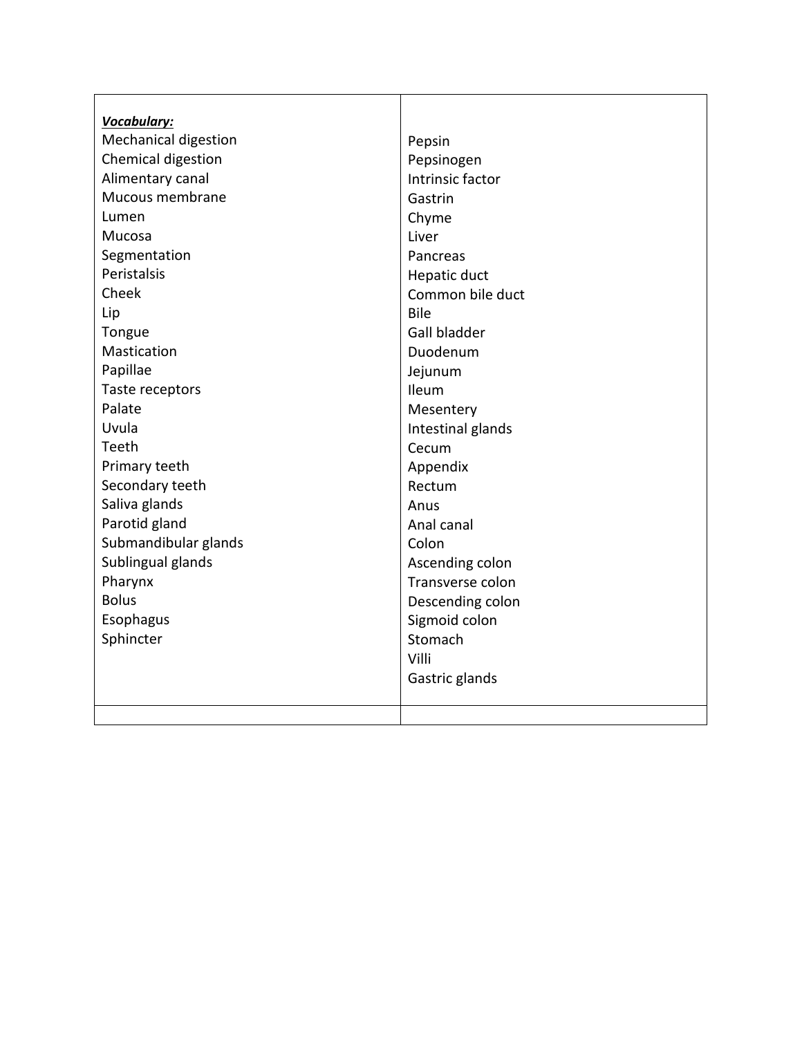| ***Vocabulary:***<br>Mechanical digestion<br>Chemical digestion<br>Alimentary canal<br>Mucous membrane<br>Lumen<br>Mucosa<br>Segmentation<br>Peristalsis<br>Cheek<br>Lip<br>Tongue<br>Mastication<br>Papillae<br>Taste receptors<br>Palate<br>Uvula<br>Teeth<br>Primary teeth<br>Secondary teeth<br>Saliva glands<br>Parotid gland<br>Submandibular glands<br>Sublingual glands<br>Pharynx<br>Bolus<br>Esophagus<br>Sphincter | Pepsin<br>Pepsinogen<br>Intrinsic factor<br>Gastrin<br>Chyme<br>Liver<br>Pancreas<br>Hepatic duct<br>Common bile duct<br>Bile<br>Gall bladder<br>Duodenum<br>Jejunum<br>Ileum<br>Mesentery<br>Intestinal glands<br>Cecum<br>Appendix<br>Rectum<br>Anus<br>Anal canal<br>Colon<br>Ascending colon<br>Transverse colon<br>Descending colon<br>Sigmoid colon<br>Stomach<br>Villi<br>Gastric glands |
|---|---|
| | |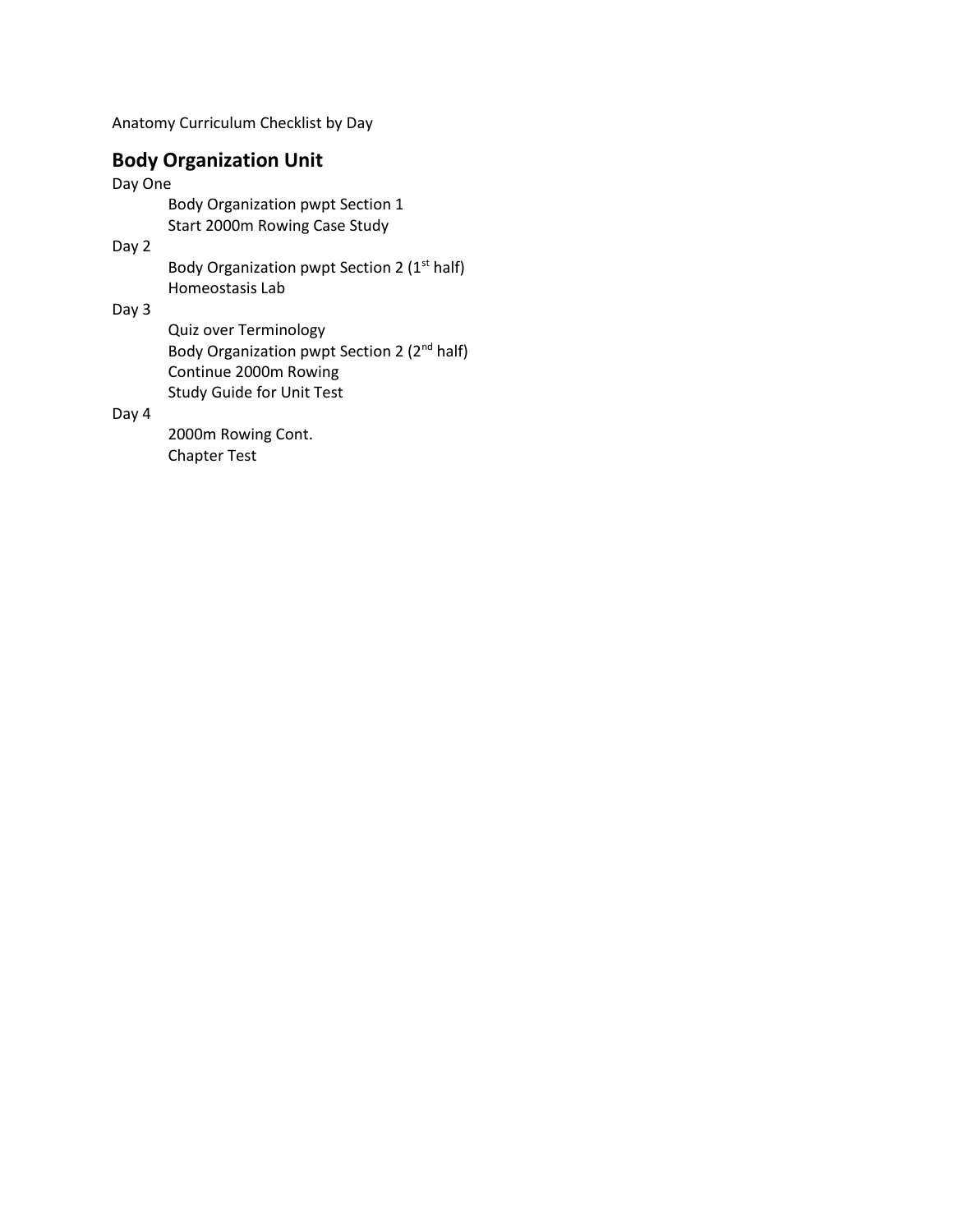Anatomy Curriculum Checklist by Day

## Body Organization Unit

Day One

- Body Organization pwpt Section 1
- Start 2000m Rowing Case Study

Day 2

- Body Organization pwpt Section 2 (1st half)
- Homeostasis Lab

Day 3

- Quiz over Terminology
- Body Organization pwpt Section 2 (2nd half)
- Continue 2000m Rowing
- Study Guide for Unit Test

Day 4

- 2000m Rowing Cont.
- Chapter Test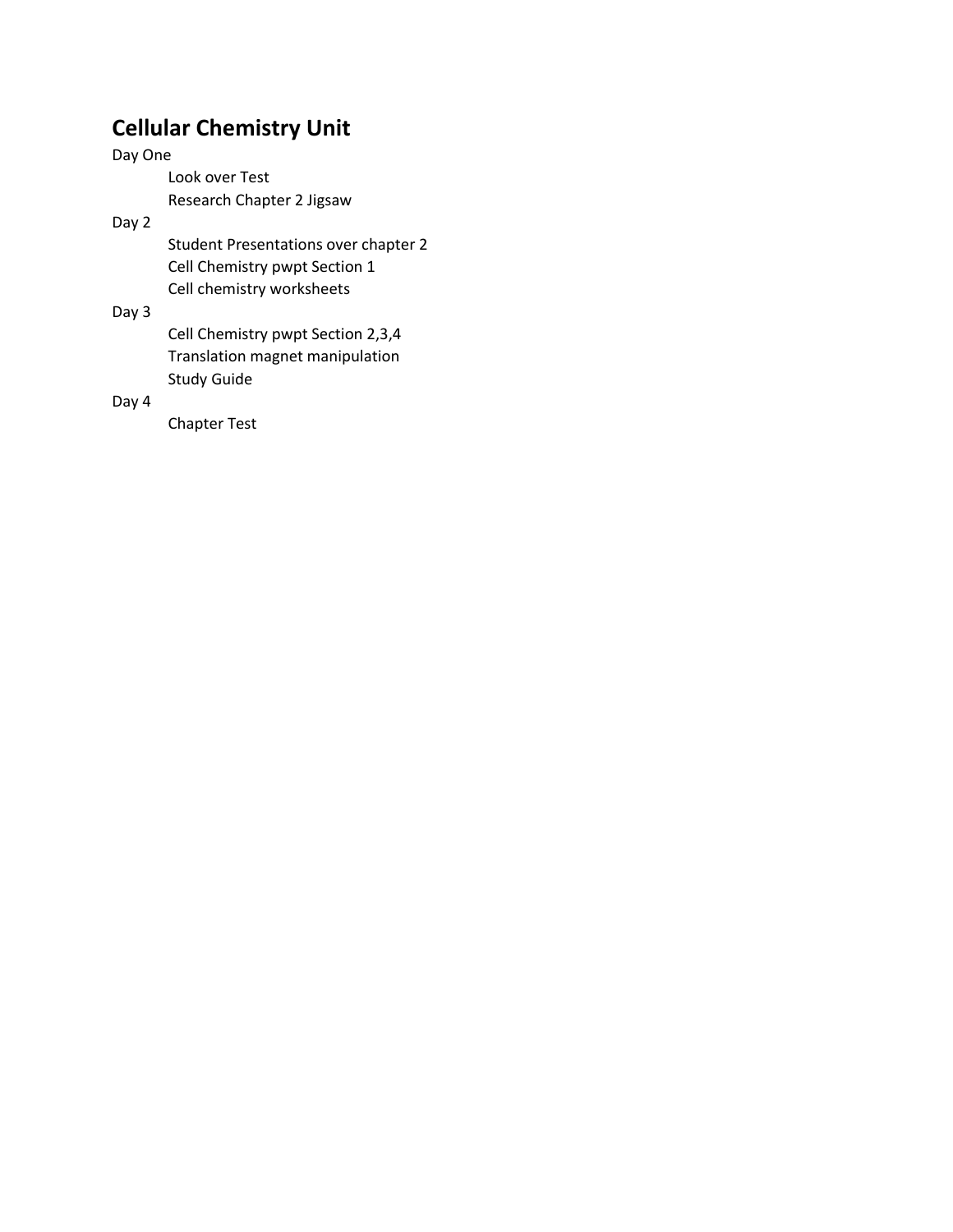# Cellular Chemistry Unit

Day One

- Look over Test
- Research Chapter 2 Jigsaw

Day 2

- Student Presentations over chapter 2
- Cell Chemistry pwpt Section 1
- Cell chemistry worksheets

Day 3

- Cell Chemistry pwpt Section 2,3,4
- Translation magnet manipulation
- Study Guide

Day 4

- Chapter Test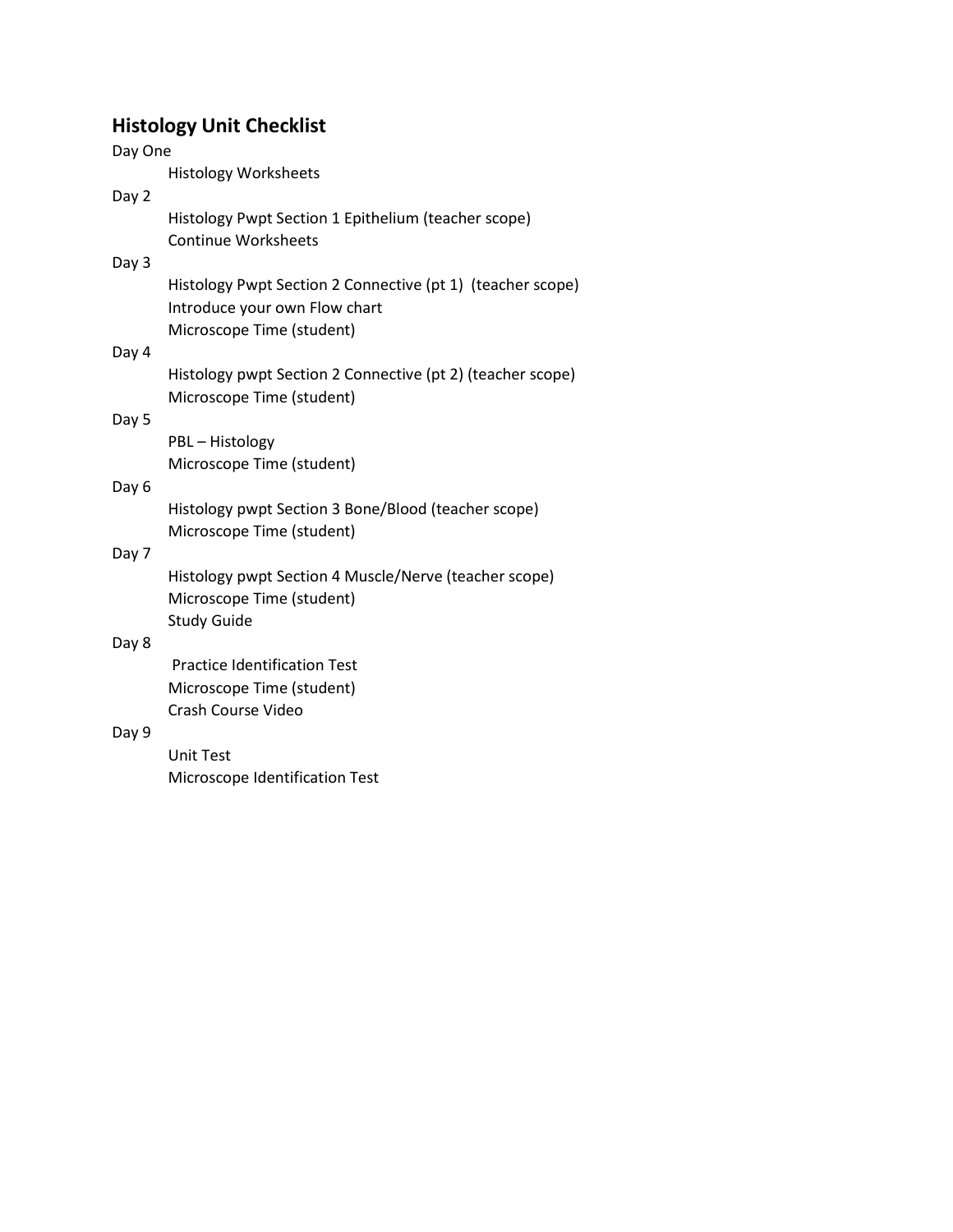## Histology Unit Checklist

Day One

- Histology Worksheets

Day 2

- Histology Pwpt Section 1 Epithelium (teacher scope)
- Continue Worksheets

Day 3

- Histology Pwpt Section 2 Connective (pt 1) (teacher scope)
- Introduce your own Flow chart
- Microscope Time (student)

Day 4

- Histology pwpt Section 2 Connective (pt 2) (teacher scope)
- Microscope Time (student)

Day 5

- PBL – Histology
- Microscope Time (student)

Day 6

- Histology pwpt Section 3 Bone/Blood (teacher scope)
- Microscope Time (student)

Day 7

- Histology pwpt Section 4 Muscle/Nerve (teacher scope)
- Microscope Time (student)
- Study Guide

Day 8

- Practice Identification Test
- Microscope Time (student)
- Crash Course Video

Day 9

- Unit Test
- Microscope Identification Test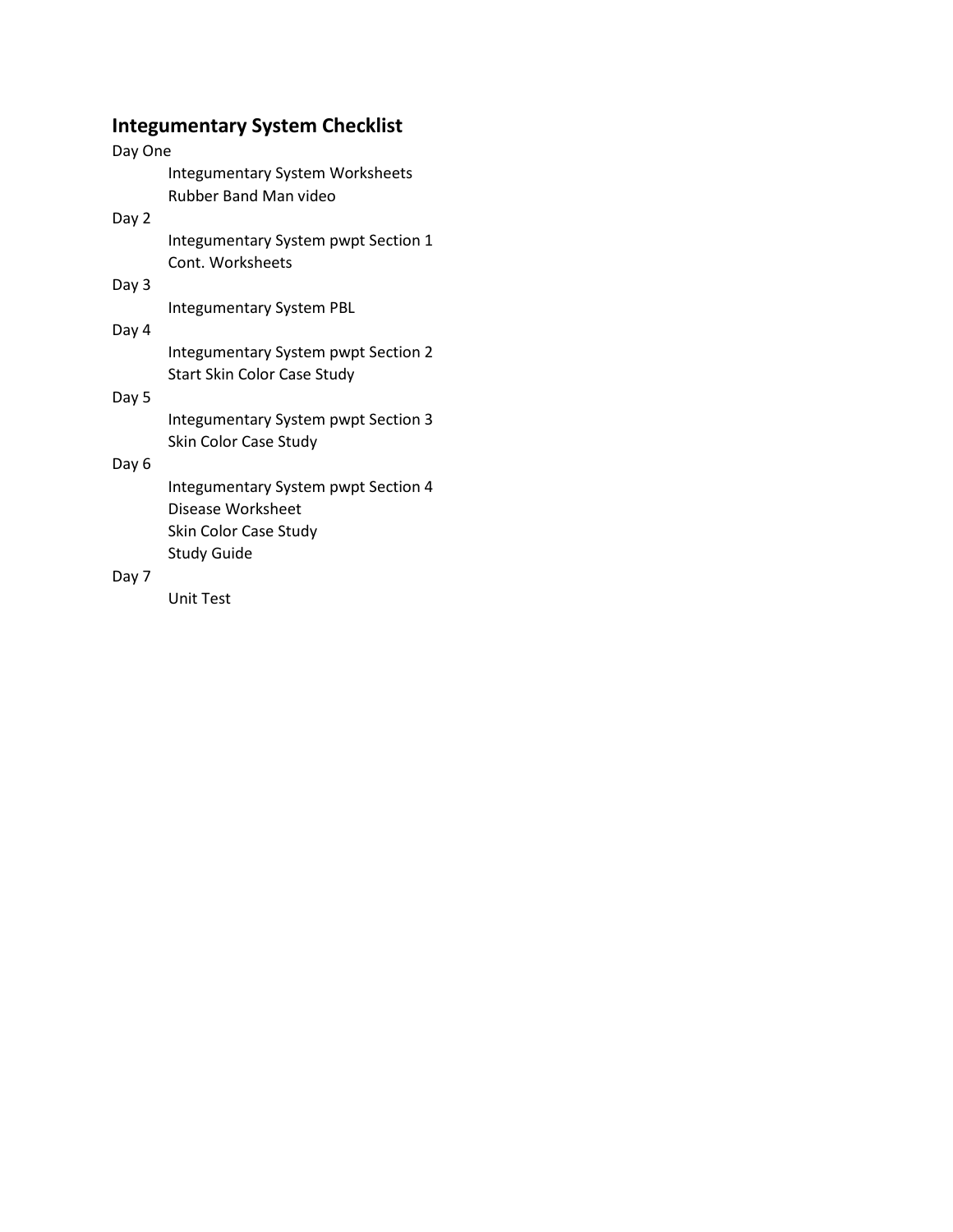## Integumentary System Checklist

Day One

- Integumentary System Worksheets
- Rubber Band Man video

Day 2

- Integumentary System pwpt Section 1
- Cont. Worksheets

Day 3

- Integumentary System PBL

Day 4

- Integumentary System pwpt Section 2
- Start Skin Color Case Study

Day 5

- Integumentary System pwpt Section 3
- Skin Color Case Study

Day 6

- Integumentary System pwpt Section 4
- Disease Worksheet
- Skin Color Case Study
- Study Guide

Day 7

- Unit Test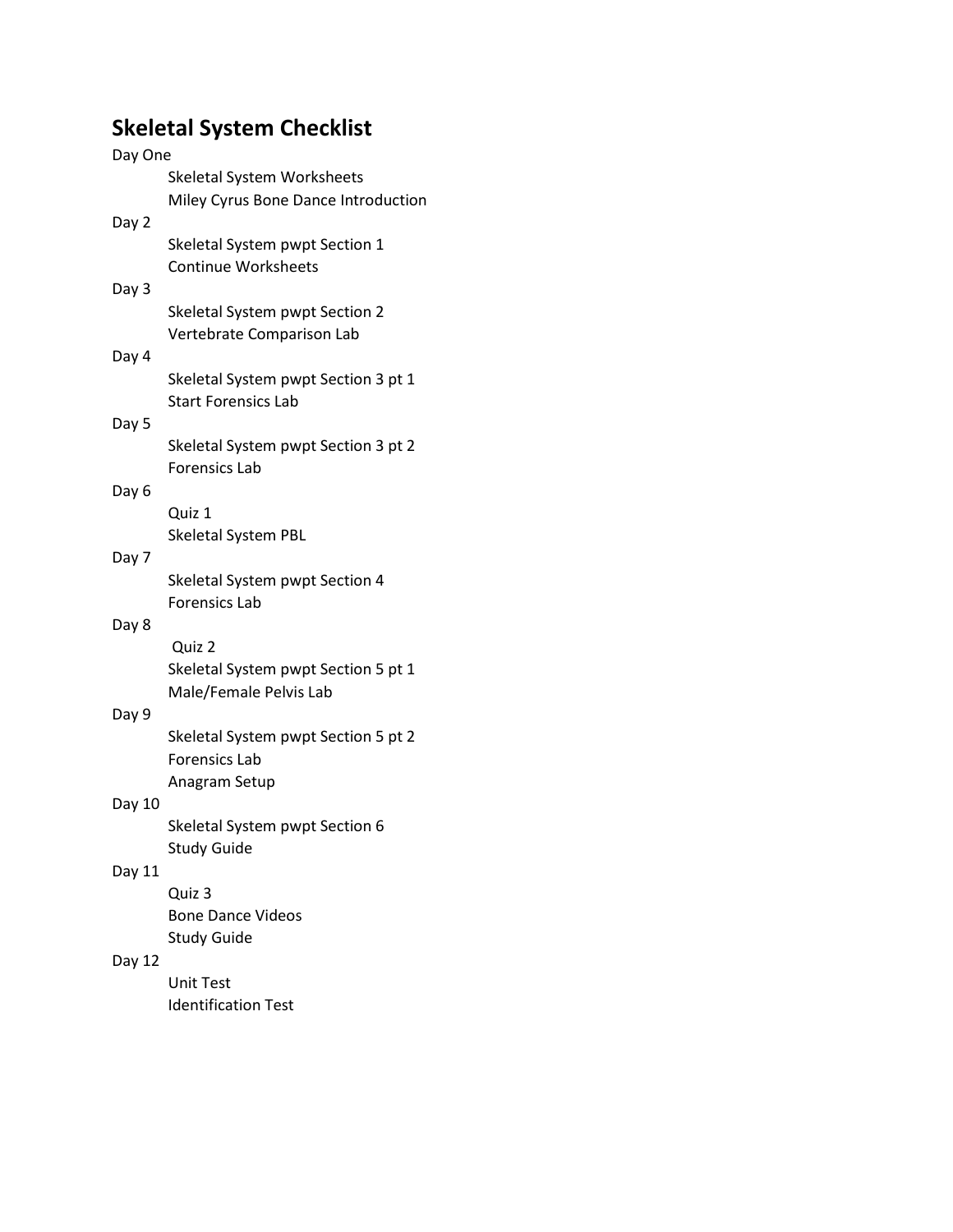# Skeletal System Checklist

Day One

- Skeletal System Worksheets
- Miley Cyrus Bone Dance Introduction

Day 2

- Skeletal System pwpt Section 1
- Continue Worksheets

Day 3

- Skeletal System pwpt Section 2
- Vertebrate Comparison Lab

Day 4

- Skeletal System pwpt Section 3 pt 1
- Start Forensics Lab

Day 5

- Skeletal System pwpt Section 3 pt 2
- Forensics Lab

Day 6

- Quiz 1
- Skeletal System PBL

Day 7

- Skeletal System pwpt Section 4
- Forensics Lab

Day 8

- Quiz 2
- Skeletal System pwpt Section 5 pt 1
- Male/Female Pelvis Lab

Day 9

- Skeletal System pwpt Section 5 pt 2
- Forensics Lab
- Anagram Setup

Day 10

- Skeletal System pwpt Section 6
- Study Guide

Day 11

- Quiz 3
- Bone Dance Videos
- Study Guide

Day 12

- Unit Test
- Identification Test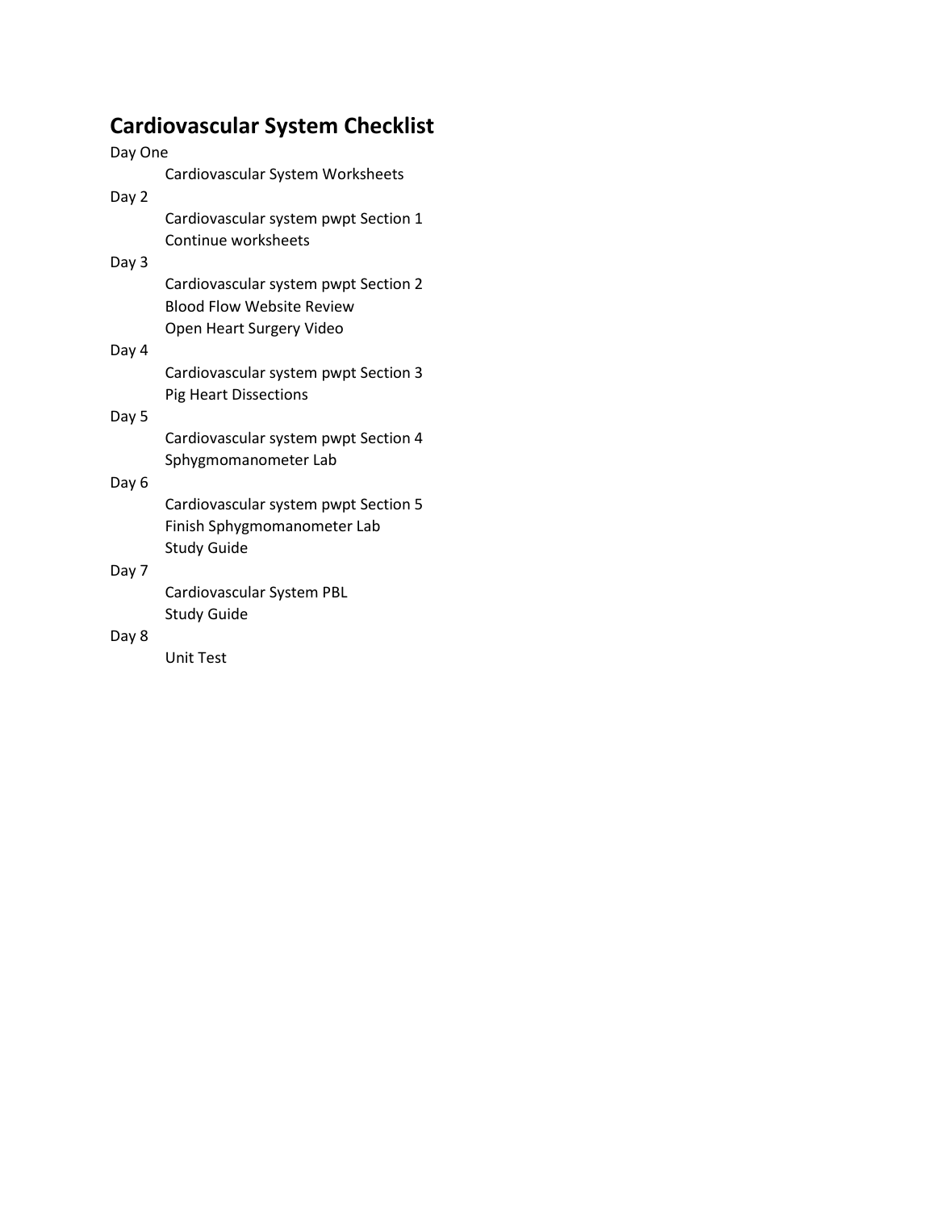# Cardiovascular System Checklist

Day One

- Cardiovascular System Worksheets

Day 2

- Cardiovascular system pwpt Section 1
- Continue worksheets

Day 3

- Cardiovascular system pwpt Section 2
- Blood Flow Website Review
- Open Heart Surgery Video

Day 4

- Cardiovascular system pwpt Section 3
- Pig Heart Dissections

Day 5

- Cardiovascular system pwpt Section 4
- Sphygmomanometer Lab

Day 6

- Cardiovascular system pwpt Section 5
- Finish Sphygmomanometer Lab
- Study Guide

Day 7

- Cardiovascular System PBL
- Study Guide

Day 8

- Unit Test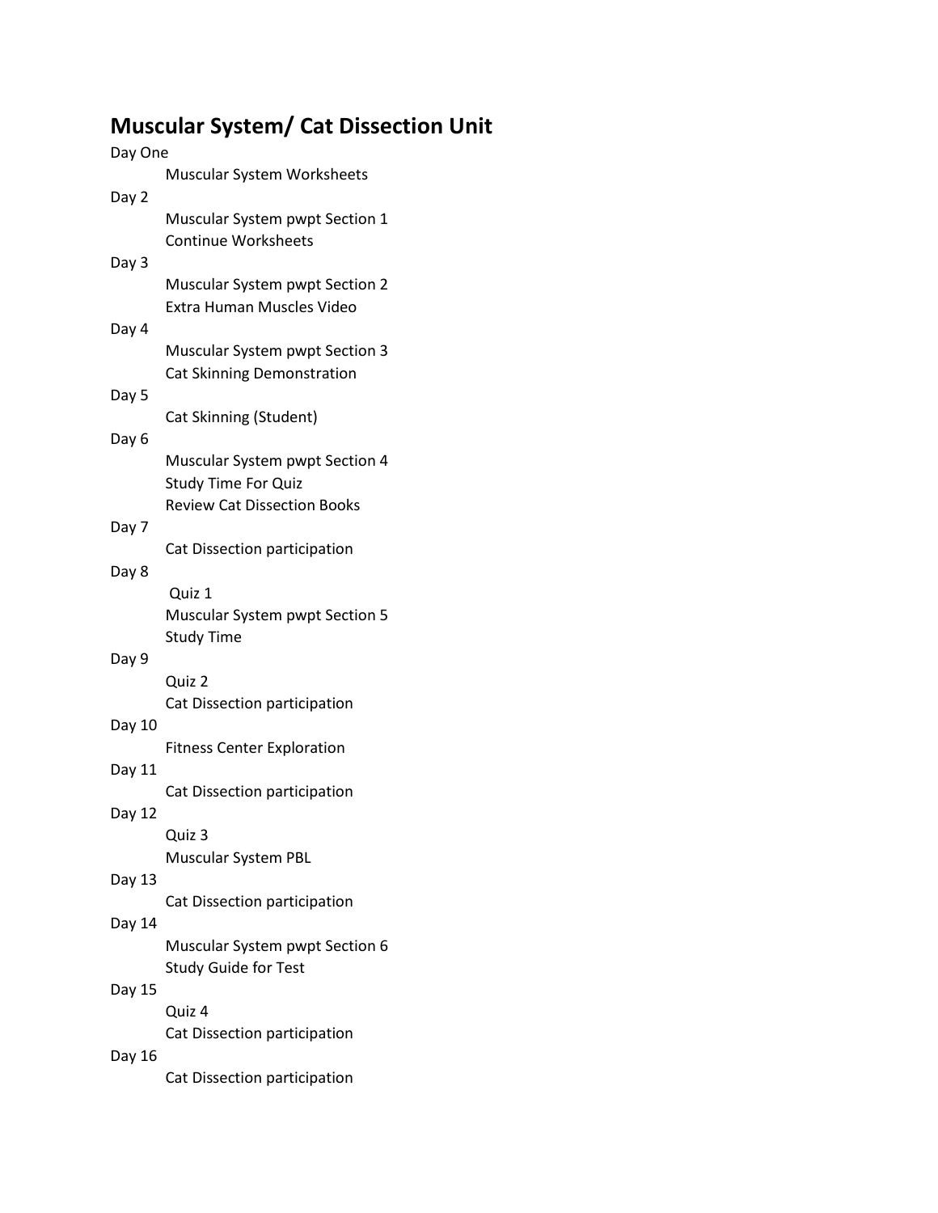# Muscular System/ Cat Dissection Unit

Day One

- Muscular System Worksheets

Day 2

- Muscular System pwpt Section 1
- Continue Worksheets

Day 3

- Muscular System pwpt Section 2
- Extra Human Muscles Video

Day 4

- Muscular System pwpt Section 3
- Cat Skinning Demonstration

Day 5

- Cat Skinning (Student)

Day 6

- Muscular System pwpt Section 4
- Study Time For Quiz
- Review Cat Dissection Books

Day 7

- Cat Dissection participation

Day 8

- Quiz 1
- Muscular System pwpt Section 5
- Study Time

Day 9

- Quiz 2
- Cat Dissection participation

Day 10

- Fitness Center Exploration

Day 11

- Cat Dissection participation

Day 12

- Quiz 3
- Muscular System PBL

Day 13

- Cat Dissection participation

Day 14

- Muscular System pwpt Section 6
- Study Guide for Test

Day 15

- Quiz 4
- Cat Dissection participation

Day 16

- Cat Dissection participation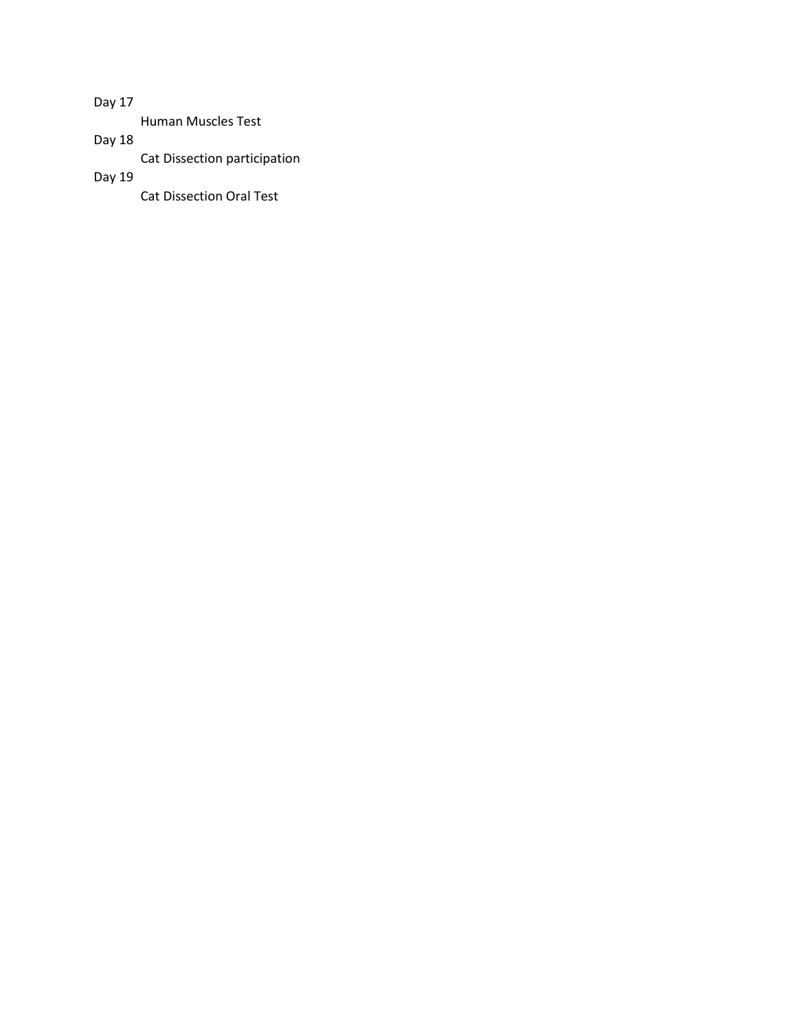Day 17

Human Muscles Test

Day 18

Cat Dissection participation

Day 19

Cat Dissection Oral Test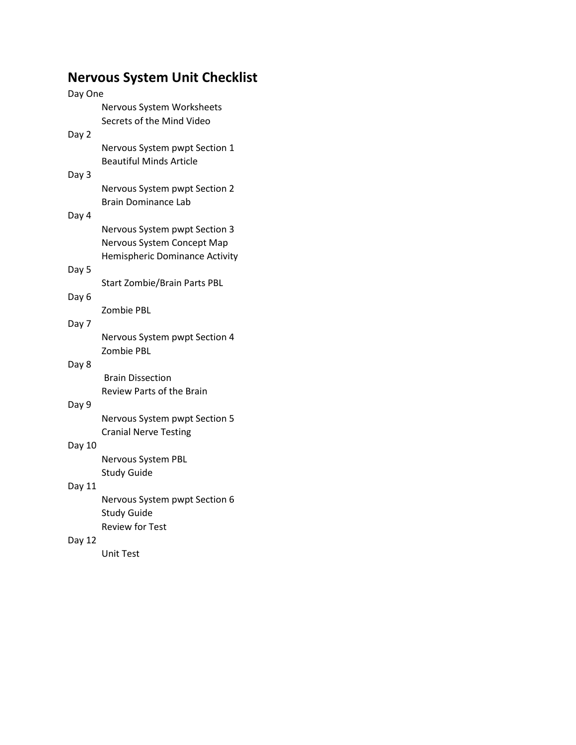# Nervous System Unit Checklist

Day One

- Nervous System Worksheets
- Secrets of the Mind Video

Day 2

- Nervous System pwpt Section 1
- Beautiful Minds Article

Day 3

- Nervous System pwpt Section 2
- Brain Dominance Lab

Day 4

- Nervous System pwpt Section 3
- Nervous System Concept Map
- Hemispheric Dominance Activity

Day 5

- Start Zombie/Brain Parts PBL

Day 6

- Zombie PBL

Day 7

- Nervous System pwpt Section 4
- Zombie PBL

Day 8

- Brain Dissection
- Review Parts of the Brain

Day 9

- Nervous System pwpt Section 5
- Cranial Nerve Testing

Day 10

- Nervous System PBL
- Study Guide

Day 11

- Nervous System pwpt Section 6
- Study Guide
- Review for Test

Day 12

- Unit Test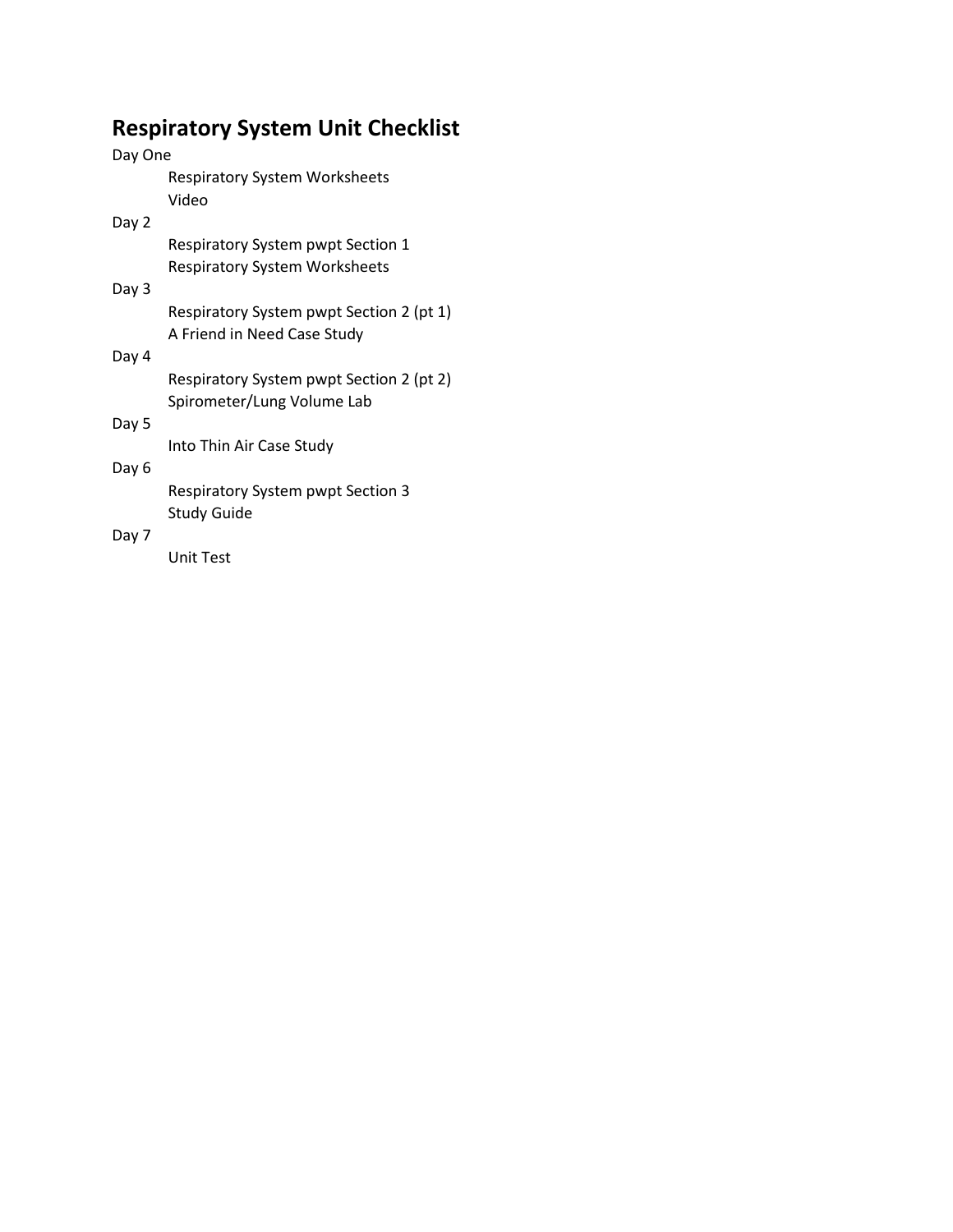# Respiratory System Unit Checklist

Day One

- Respiratory System Worksheets
- Video

Day 2

- Respiratory System pwpt Section 1
- Respiratory System Worksheets

Day 3

- Respiratory System pwpt Section 2 (pt 1)
- A Friend in Need Case Study

Day 4

- Respiratory System pwpt Section 2 (pt 2)
- Spirometer/Lung Volume Lab

Day 5

- Into Thin Air Case Study

Day 6

- Respiratory System pwpt Section 3
- Study Guide

Day 7

- Unit Test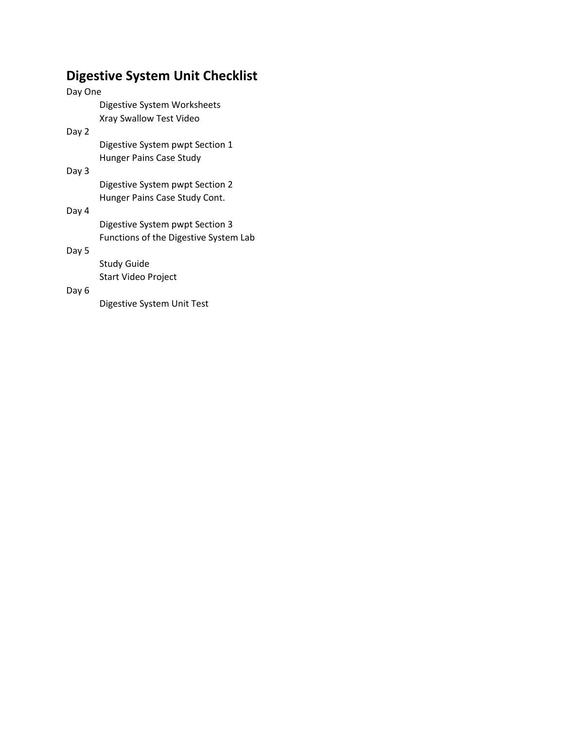# Digestive System Unit Checklist

Day One

- Digestive System Worksheets
- Xray Swallow Test Video

Day 2

- Digestive System pwpt Section 1
- Hunger Pains Case Study

Day 3

- Digestive System pwpt Section 2
- Hunger Pains Case Study Cont.

Day 4

- Digestive System pwpt Section 3
- Functions of the Digestive System Lab

Day 5

- Study Guide
- Start Video Project

Day 6

- Digestive System Unit Test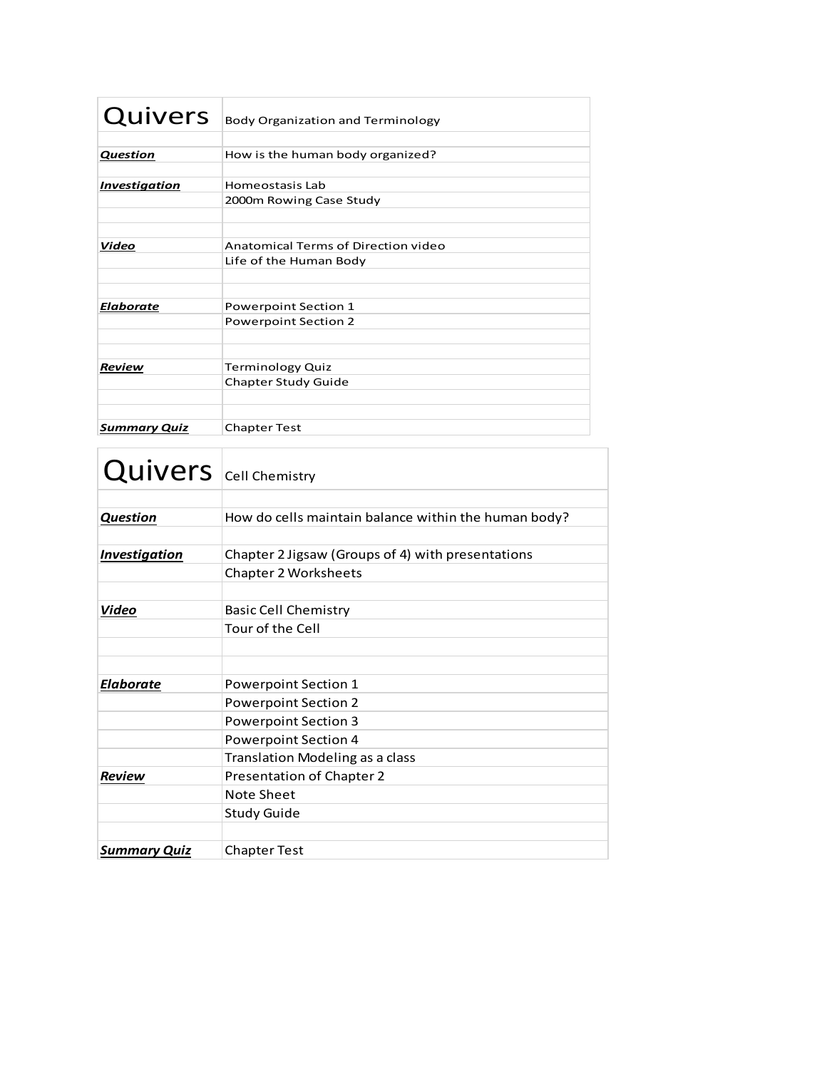| Quivers | Body Organization and Terminology |
|---|---|
| | |
| ***Question*** | How is the human body organized? |
| | |
| ***Investigation*** | Homeostasis Lab |
| | 2000m Rowing Case Study |
| | |
| | |
| ***Video*** | Anatomical Terms of Direction video |
| | Life of the Human Body |
| | |
| | |
| ***Elaborate*** | Powerpoint Section 1 |
| | Powerpoint Section 2 |
| | |
| | |
| ***Review*** | Terminology Quiz |
| | Chapter Study Guide |
| | |
| | |
| ***Summary Quiz*** | Chapter Test |

| Quivers | Cell Chemistry |
|---|---|
| | |
| ***Question*** | How do cells maintain balance within the human body? |
| | |
| ***Investigation*** | Chapter 2 Jigsaw (Groups of 4) with presentations |
| | Chapter 2 Worksheets |
| | |
| ***Video*** | Basic Cell Chemistry |
| | Tour of the Cell |
| | |
| | |
| ***Elaborate*** | Powerpoint Section 1 |
| | Powerpoint Section 2 |
| | Powerpoint Section 3 |
| | Powerpoint Section 4 |
| | Translation Modeling as a class |
| ***Review*** | Presentation of Chapter 2 |
| | Note Sheet |
| | Study Guide |
| | |
| ***Summary Quiz*** | Chapter Test |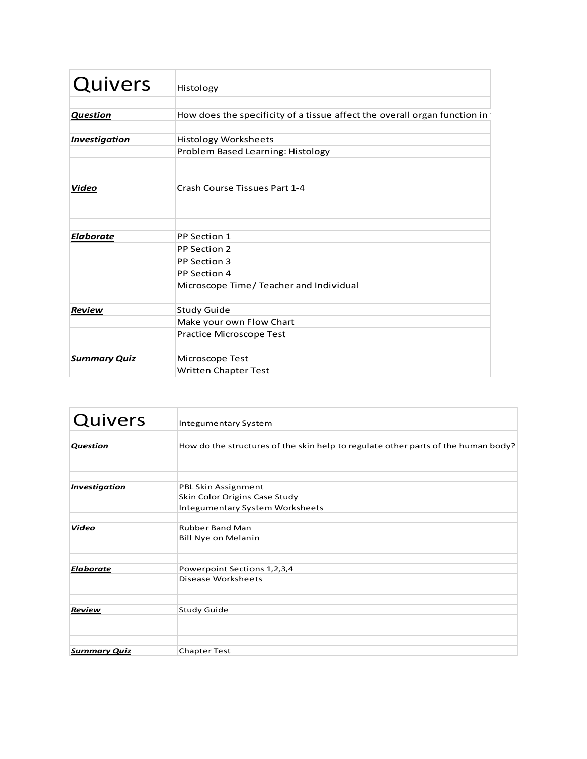| Quivers | Histology |
|---|---|
| | |
| ***Question*** | How does the specificity of a tissue affect the overall organ function in t |
| | |
| ***Investigation*** | Histology Worksheets |
| | Problem Based Learning: Histology |
| | |
| | |
| ***Video*** | Crash Course Tissues Part 1-4 |
| | |
| | |
| | |
| ***Elaborate*** | PP Section 1 |
| | PP Section 2 |
| | PP Section 3 |
| | PP Section 4 |
| | Microscope Time/ Teacher and Individual |
| | |
| ***Review*** | Study Guide |
| | Make your own Flow Chart |
| | Practice Microscope Test |
| | |
| ***Summary Quiz*** | Microscope Test |
| | Written Chapter Test |

| Quivers | Integumentary System |
|---|---|
| | |
| ***Question*** | How do the structures of the skin help to regulate other parts of the human body? |
| | |
| | |
| | |
| ***Investigation*** | PBL Skin Assignment |
| | Skin Color Origins Case Study |
| | Integumentary System Worksheets |
| | |
| ***Video*** | Rubber Band Man |
| | Bill Nye on Melanin |
| | |
| | |
| ***Elaborate*** | Powerpoint Sections 1,2,3,4 |
| | Disease Worksheets |
| | |
| | |
| ***Review*** | Study Guide |
| | |
| | |
| | |
| ***Summary Quiz*** | Chapter Test |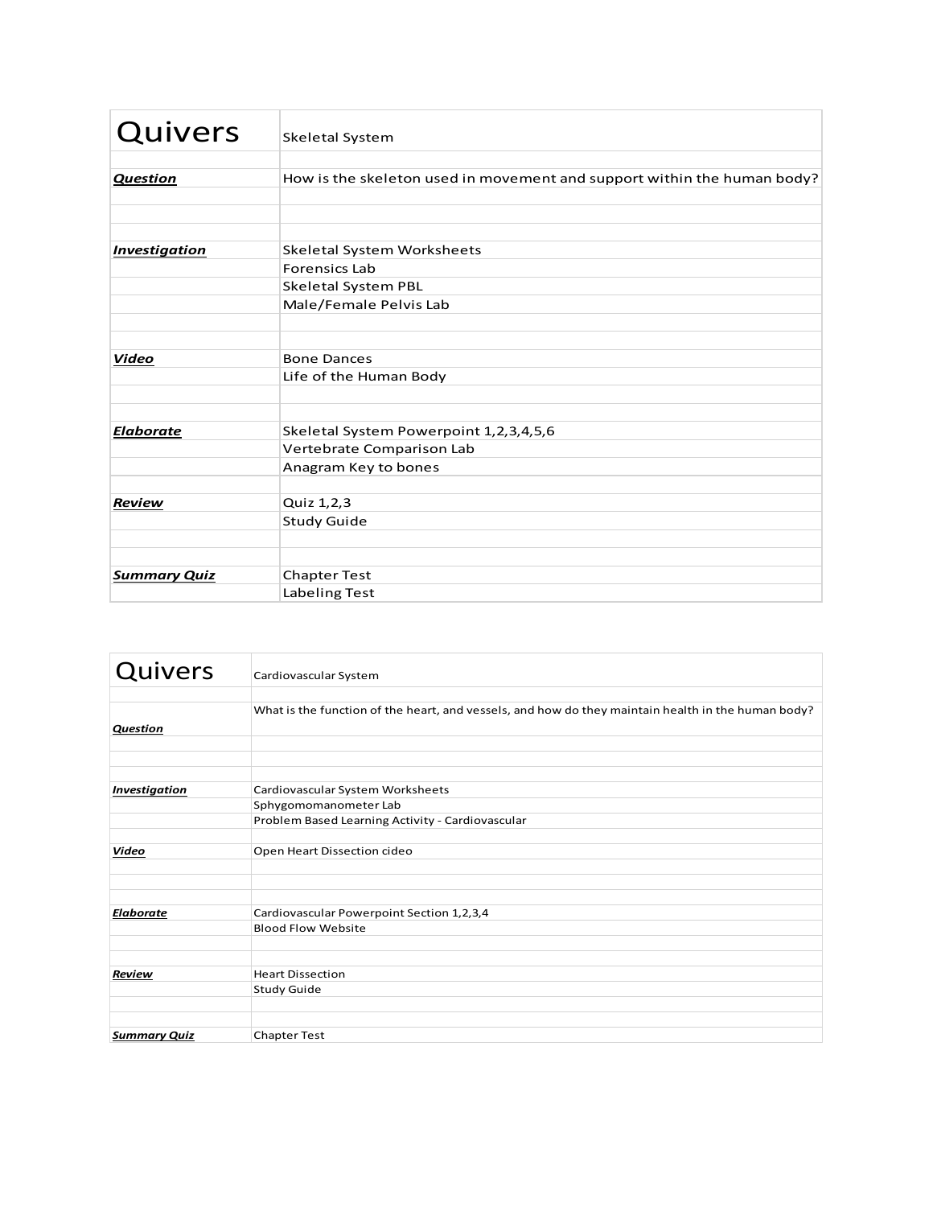| Quivers | Skeletal System |
|---|---|
| | |
| ***Question*** | How is the skeleton used in movement and support within the human body? |
| | |
| | |
| | |
| ***Investigation*** | Skeletal System Worksheets |
| | Forensics Lab |
| | Skeletal System PBL |
| | Male/Female Pelvis Lab |
| | |
| | |
| ***Video*** | Bone Dances |
| | Life of the Human Body |
| | |
| | |
| ***Elaborate*** | Skeletal System Powerpoint 1,2,3,4,5,6 |
| | Vertebrate Comparison Lab |
| | Anagram Key to bones |
| | |
| ***Review*** | Quiz 1,2,3 |
| | Study Guide |
| | |
| | |
| ***Summary Quiz*** | Chapter Test |
| | Labeling Test |

| Quivers | Cardiovascular System |
|---|---|
| | |
| ***Question*** | What is the function of the heart, and vessels, and how do they maintain health in the human body? |
| | |
| | |
| | |
| ***Investigation*** | Cardiovascular System Worksheets |
| | Sphygomomanometer Lab |
| | Problem Based Learning Activity - Cardiovascular |
| | |
| ***Video*** | Open Heart Dissection cideo |
| | |
| | |
| | |
| ***Elaborate*** | Cardiovascular Powerpoint Section 1,2,3,4 |
| | Blood Flow Website |
| | |
| | |
| ***Review*** | Heart Dissection |
| | Study Guide |
| | |
| | |
| ***Summary Quiz*** | Chapter Test |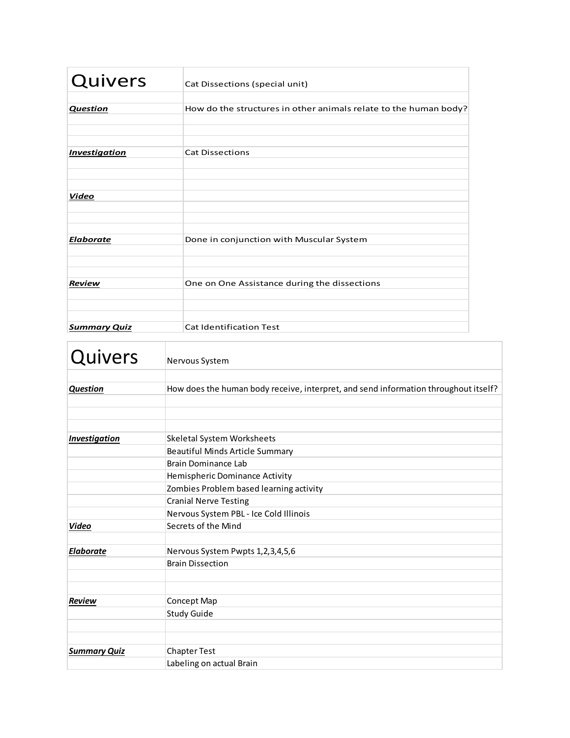| Quivers | Cat Dissections (special unit) |
|---|---|
| | |
| ***Question*** | How do the structures in other animals relate to the human body? |
| | |
| | |
| | |
| ***Investigation*** | Cat Dissections |
| | |
| | |
| | |
| ***Video*** | |
| | |
| | |
| | |
| ***Elaborate*** | Done in conjunction with Muscular System |
| | |
| | |
| | |
| ***Review*** | One on One Assistance during the dissections |
| | |
| | |
| | |
| ***Summary Quiz*** | Cat Identification Test |

| Quivers | Nervous System |
|---|---|
| | |
| ***Question*** | How does the human body receive, interpret, and send information throughout itself? |
| | |
| | |
| | |
| ***Investigation*** | Skeletal System Worksheets |
| | Beautiful Minds Article Summary |
| | Brain Dominance Lab |
| | Hemispheric Dominance Activity |
| | Zombies Problem based learning activity |
| | Cranial Nerve Testing |
| | Nervous System PBL - Ice Cold Illinois |
| ***Video*** | Secrets of the Mind |
| | |
| ***Elaborate*** | Nervous System Pwpts 1,2,3,4,5,6 |
| | Brain Dissection |
| | |
| | |
| ***Review*** | Concept Map |
| | Study Guide |
| | |
| | |
| ***Summary Quiz*** | Chapter Test |
| | Labeling on actual Brain |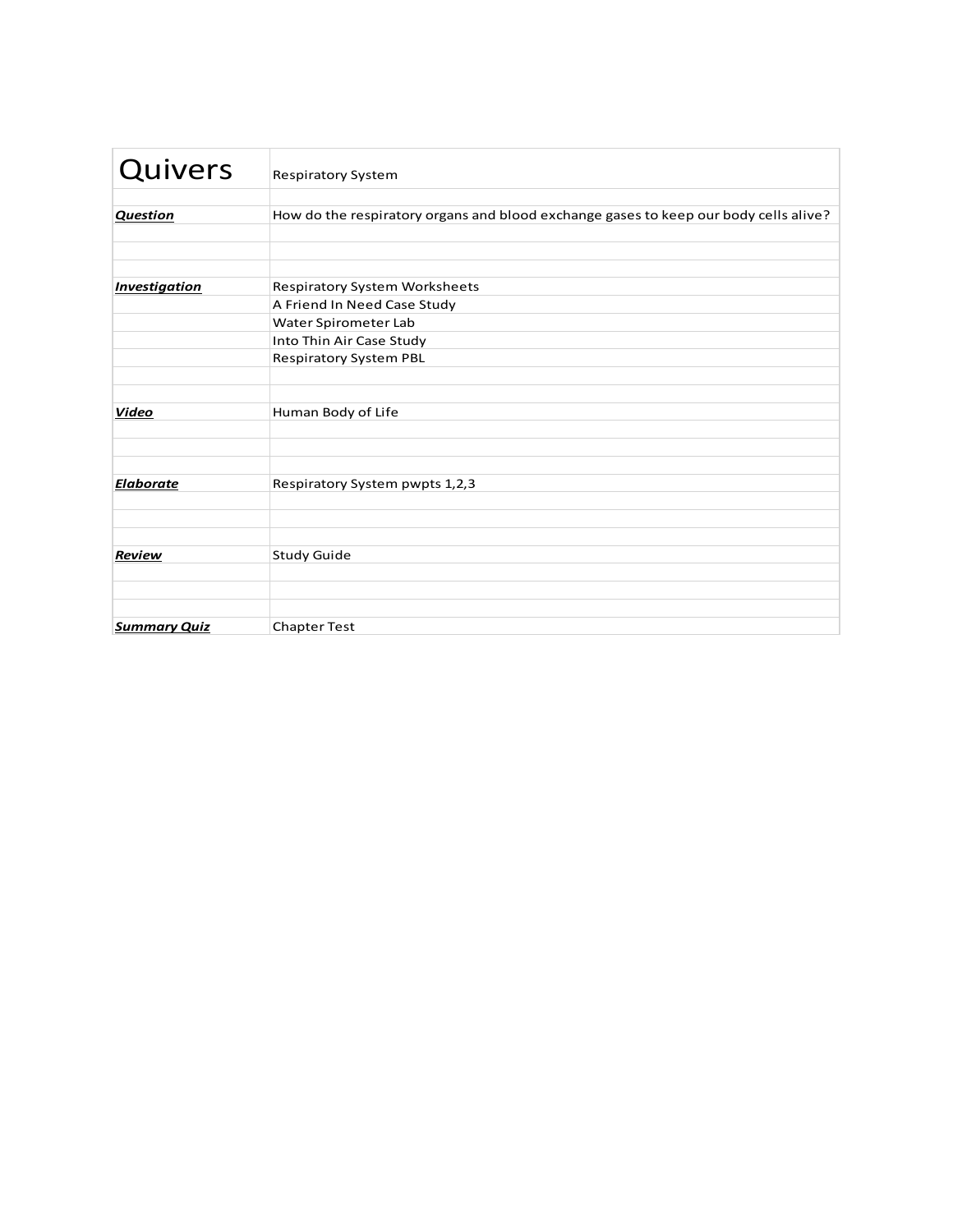| Quivers | Respiratory System |
|---|---|
| | |
| ***Question*** | How do the respiratory organs and blood exchange gases to keep our body cells alive? |
| | |
| | |
| | |
| ***Investigation*** | Respiratory System Worksheets |
| | A Friend In Need Case Study |
| | Water Spirometer Lab |
| | Into Thin Air Case Study |
| | Respiratory System PBL |
| | |
| | |
| ***Video*** | Human Body of Life |
| | |
| | |
| | |
| ***Elaborate*** | Respiratory System pwpts 1,2,3 |
| | |
| | |
| | |
| ***Review*** | Study Guide |
| | |
| | |
| | |
| ***Summary Quiz*** | Chapter Test |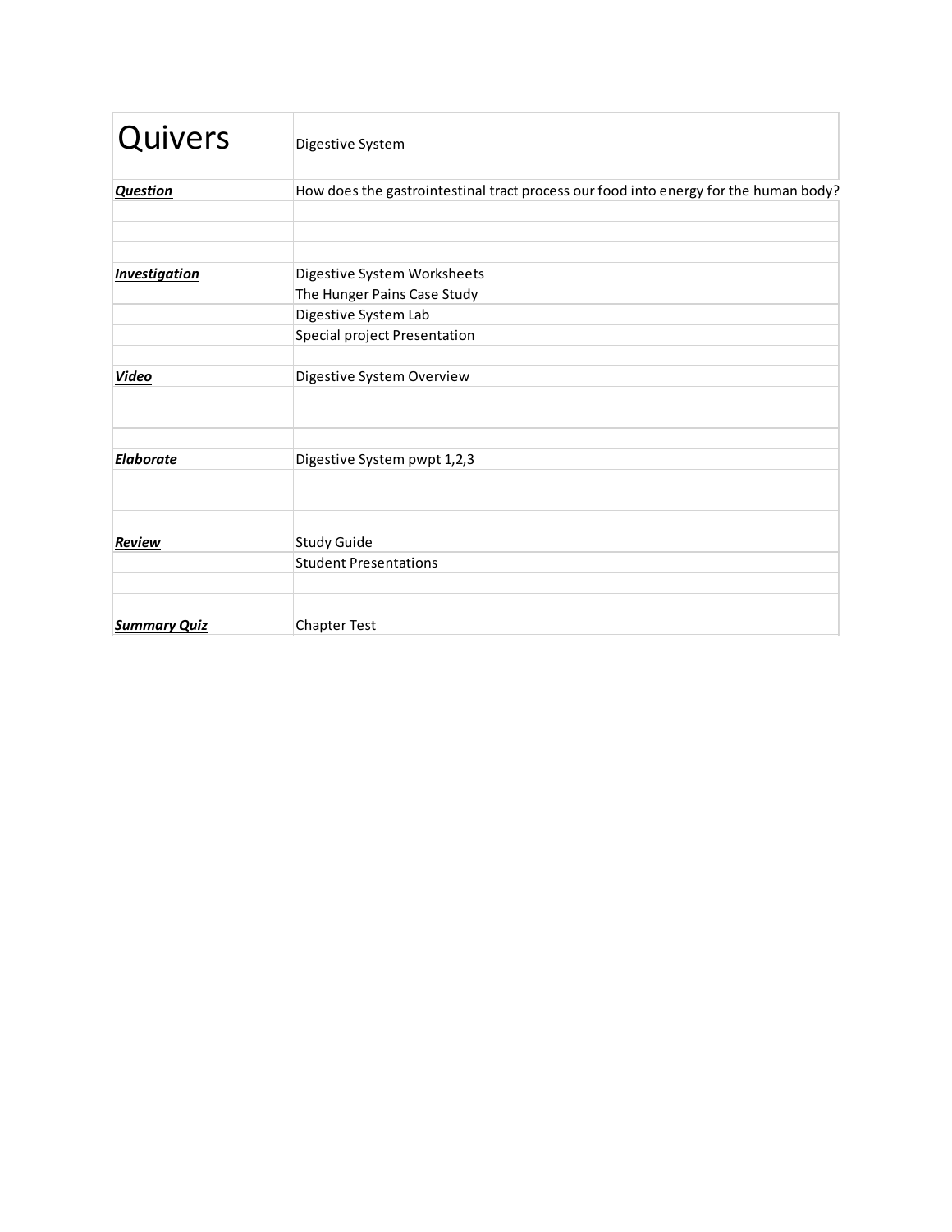| | |
|---|---|
| Quivers | Digestive System |
| | |
| ***Question*** | How does the gastrointestinal tract process our food into energy for the human body? |
| | |
| | |
| | |
| ***Investigation*** | Digestive System Worksheets |
| | The Hunger Pains Case Study |
| | Digestive System Lab |
| | Special project Presentation |
| | |
| ***Video*** | Digestive System Overview |
| | |
| | |
| | |
| ***Elaborate*** | Digestive System pwpt 1,2,3 |
| | |
| | |
| | |
| ***Review*** | Study Guide |
| | Student Presentations |
| | |
| | |
| ***Summary Quiz*** | Chapter Test |